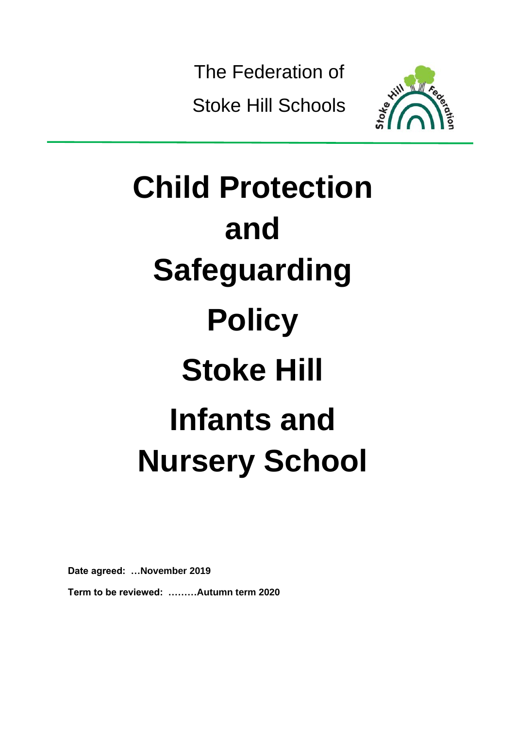The Federation of

Stoke Hill Schools

# Child Protection and Safeguarding Policy

# Stoke Hill Infants and Nursery School

**Date agreed: …November 2019**

**Term to be reviewed: ………Autumn term 2020**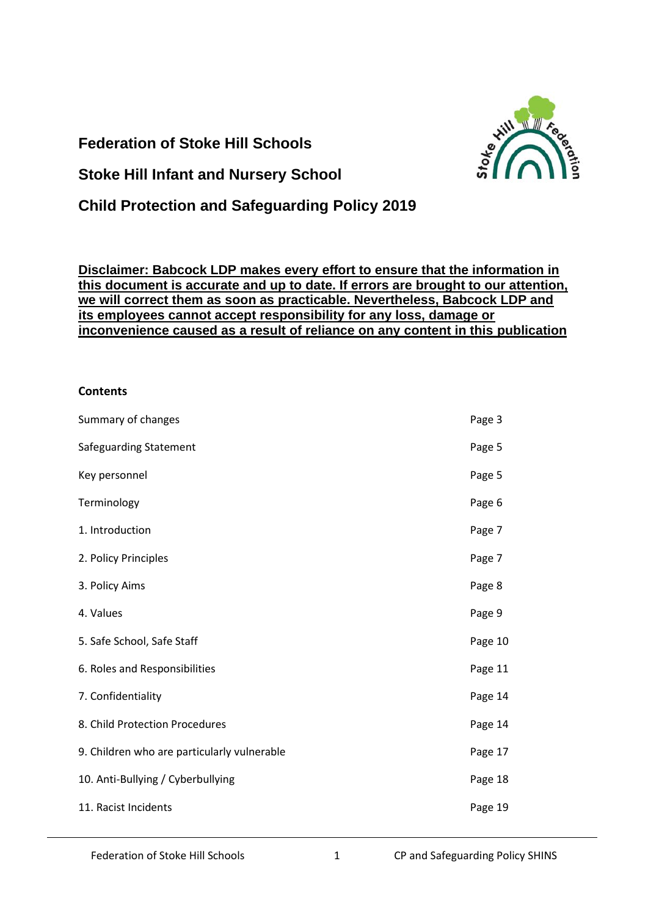**Federation of Stoke Hill Schools**

**Stoke Hill Infant and Nursery School**

**Child Protection and Safeguarding Policy 2019**

**Disclaimer: Babcock LDP makes every effort to ensure that the information in this document is accurate and up to date. If errors are brought to our attention, we will correct them as soon as practicable. Nevertheless, Babcock LDP and its employees cannot accept responsibility for any loss, damage or inconvenience caused as a result of reliance on any content in this publication**

**Contents**

| | |
|---|---|
| Summary of changes | Page 3 |
| Safeguarding Statement | Page 5 |
| Key personnel | Page 5 |
| Terminology | Page 6 |
| 1. Introduction | Page 7 |
| 2. Policy Principles | Page 7 |
| 3. Policy Aims | Page 8 |
| 4. Values | Page 9 |
| 5. Safe School, Safe Staff | Page 10 |
| 6. Roles and Responsibilities | Page 11 |
| 7. Confidentiality | Page 14 |
| 8. Child Protection Procedures | Page 14 |
| 9. Children who are particularly vulnerable | Page 17 |
| 10. Anti-Bullying / Cyberbullying | Page 18 |
| 11. Racist Incidents | Page 19 |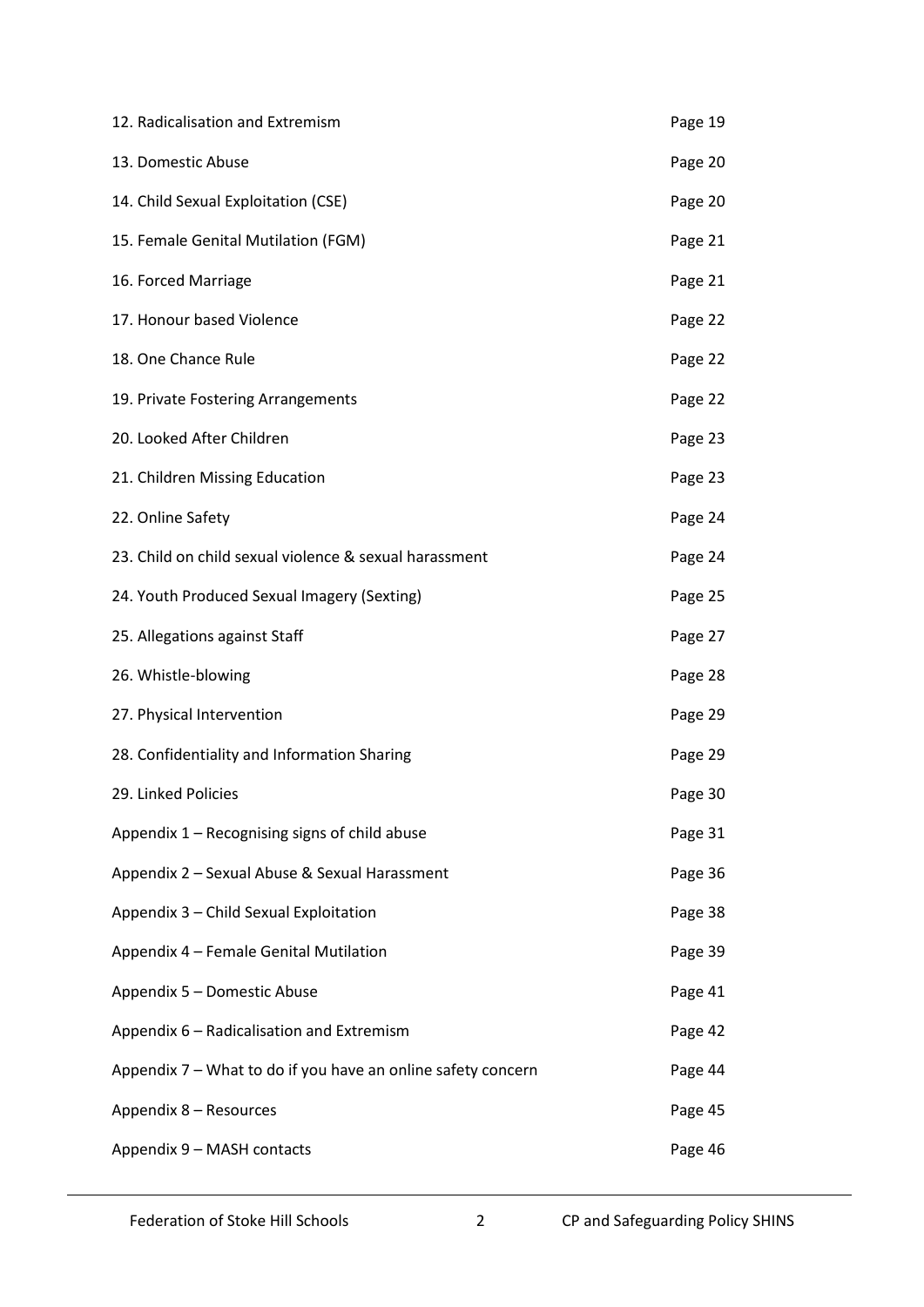| | |
|---|---|
| 12. Radicalisation and Extremism | Page 19 |
| 13. Domestic Abuse | Page 20 |
| 14. Child Sexual Exploitation (CSE) | Page 20 |
| 15. Female Genital Mutilation (FGM) | Page 21 |
| 16. Forced Marriage | Page 21 |
| 17. Honour based Violence | Page 22 |
| 18. One Chance Rule | Page 22 |
| 19. Private Fostering Arrangements | Page 22 |
| 20. Looked After Children | Page 23 |
| 21. Children Missing Education | Page 23 |
| 22. Online Safety | Page 24 |
| 23. Child on child sexual violence & sexual harassment | Page 24 |
| 24. Youth Produced Sexual Imagery (Sexting) | Page 25 |
| 25. Allegations against Staff | Page 27 |
| 26. Whistle-blowing | Page 28 |
| 27. Physical Intervention | Page 29 |
| 28. Confidentiality and Information Sharing | Page 29 |
| 29. Linked Policies | Page 30 |
| Appendix 1 – Recognising signs of child abuse | Page 31 |
| Appendix 2 – Sexual Abuse & Sexual Harassment | Page 36 |
| Appendix 3 – Child Sexual Exploitation | Page 38 |
| Appendix 4 – Female Genital Mutilation | Page 39 |
| Appendix 5 – Domestic Abuse | Page 41 |
| Appendix 6 – Radicalisation and Extremism | Page 42 |
| Appendix 7 – What to do if you have an online safety concern | Page 44 |
| Appendix 8 – Resources | Page 45 |
| Appendix 9 – MASH contacts | Page 46 |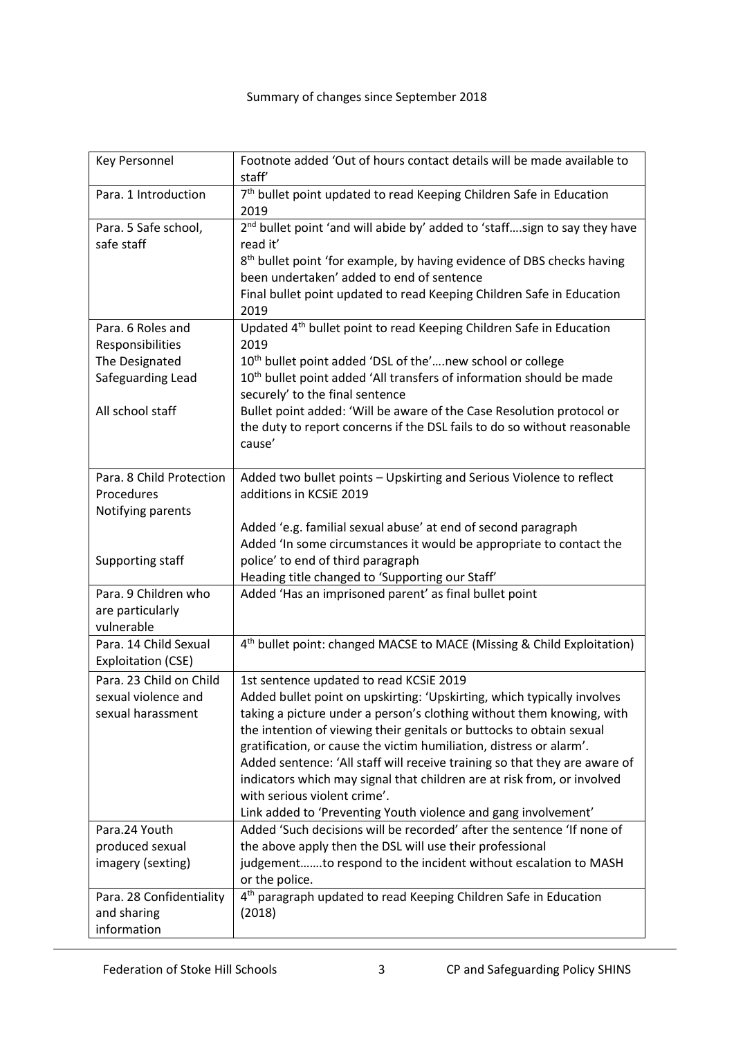Summary of changes since September 2018

| | |
|---|---|
| Key Personnel | Footnote added 'Out of hours contact details will be made available to staff' |
| Para. 1 Introduction | 7th bullet point updated to read Keeping Children Safe in Education 2019 |
| Para. 5 Safe school, safe staff | 2nd bullet point 'and will abide by' added to 'staff….sign to say they have read it'<br>8th bullet point 'for example, by having evidence of DBS checks having been undertaken' added to end of sentence<br>Final bullet point updated to read Keeping Children Safe in Education 2019 |
| Para. 6 Roles and Responsibilities<br>The Designated Safeguarding Lead<br><br>All school staff | Updated 4th bullet point to read Keeping Children Safe in Education 2019<br>10th bullet point added 'DSL of the'….new school or college<br>10th bullet point added 'All transfers of information should be made securely' to the final sentence<br>Bullet point added: 'Will be aware of the Case Resolution protocol or the duty to report concerns if the DSL fails to do so without reasonable cause' |
| Para. 8 Child Protection Procedures<br>Notifying parents<br><br><br>Supporting staff | Added two bullet points – Upskirting and Serious Violence to reflect additions in KCSiE 2019<br><br>Added 'e.g. familial sexual abuse' at end of second paragraph<br>Added 'In some circumstances it would be appropriate to contact the police' to end of third paragraph<br>Heading title changed to 'Supporting our Staff' |
| Para. 9 Children who are particularly vulnerable | Added 'Has an imprisoned parent' as final bullet point |
| Para. 14 Child Sexual Exploitation (CSE) | 4th bullet point: changed MACSE to MACE (Missing & Child Exploitation) |
| Para. 23 Child on Child sexual violence and sexual harassment | 1st sentence updated to read KCSiE 2019<br>Added bullet point on upskirting: 'Upskirting, which typically involves taking a picture under a person's clothing without them knowing, with the intention of viewing their genitals or buttocks to obtain sexual gratification, or cause the victim humiliation, distress or alarm'.<br>Added sentence: 'All staff will receive training so that they are aware of indicators which may signal that children are at risk from, or involved with serious violent crime'.<br>Link added to 'Preventing Youth violence and gang involvement' |
| Para.24 Youth produced sexual imagery (sexting) | Added 'Such decisions will be recorded' after the sentence 'If none of the above apply then the DSL will use their professional judgement…….to respond to the incident without escalation to MASH or the police. |
| Para. 28 Confidentiality and sharing information | 4th paragraph updated to read Keeping Children Safe in Education (2018) |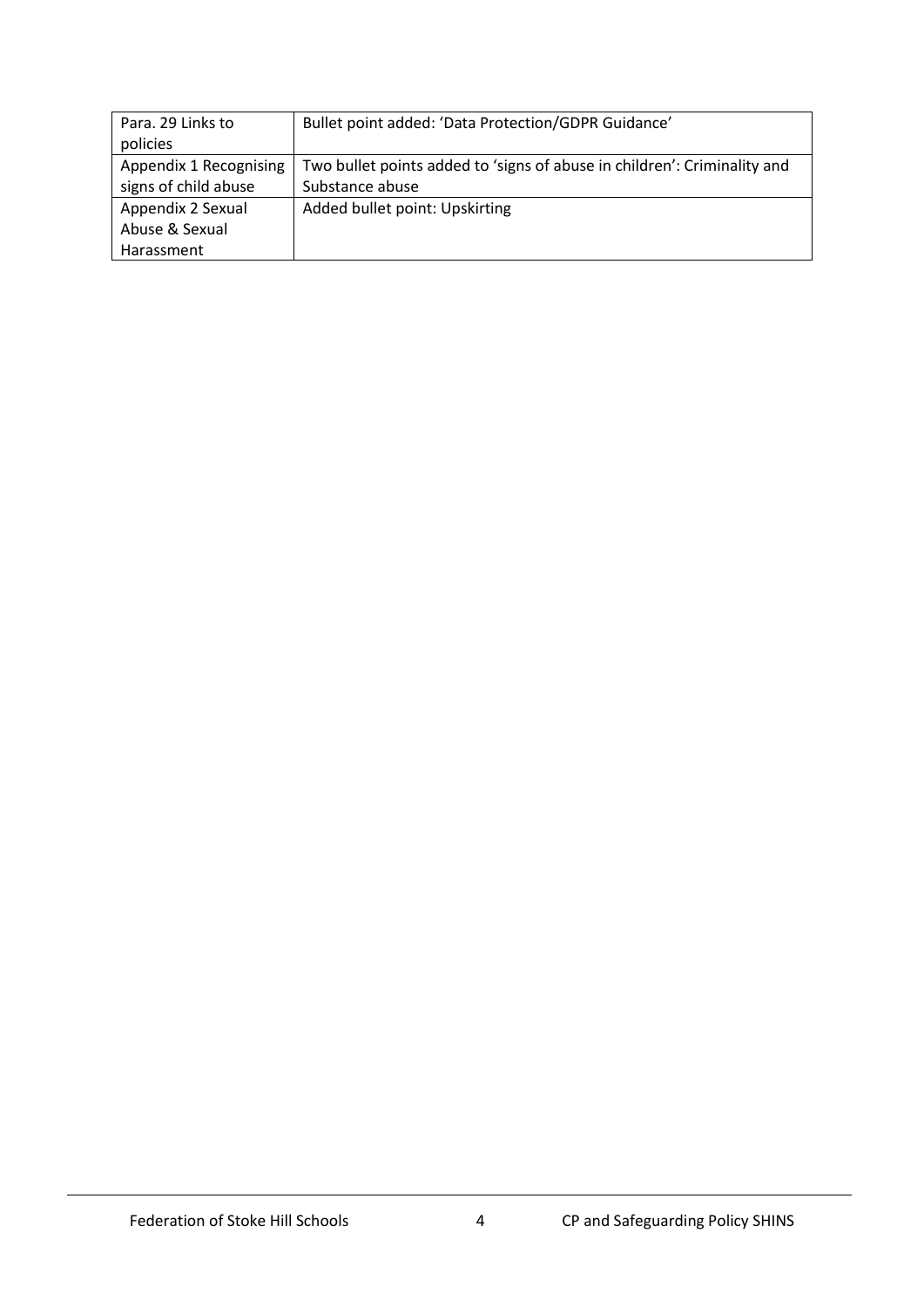| | |
|---|---|
| Para. 29 Links to policies | Bullet point added: 'Data Protection/GDPR Guidance' |
| Appendix 1 Recognising signs of child abuse | Two bullet points added to 'signs of abuse in children': Criminality and Substance abuse |
| Appendix 2 Sexual Abuse & Sexual Harassment | Added bullet point: Upskirting |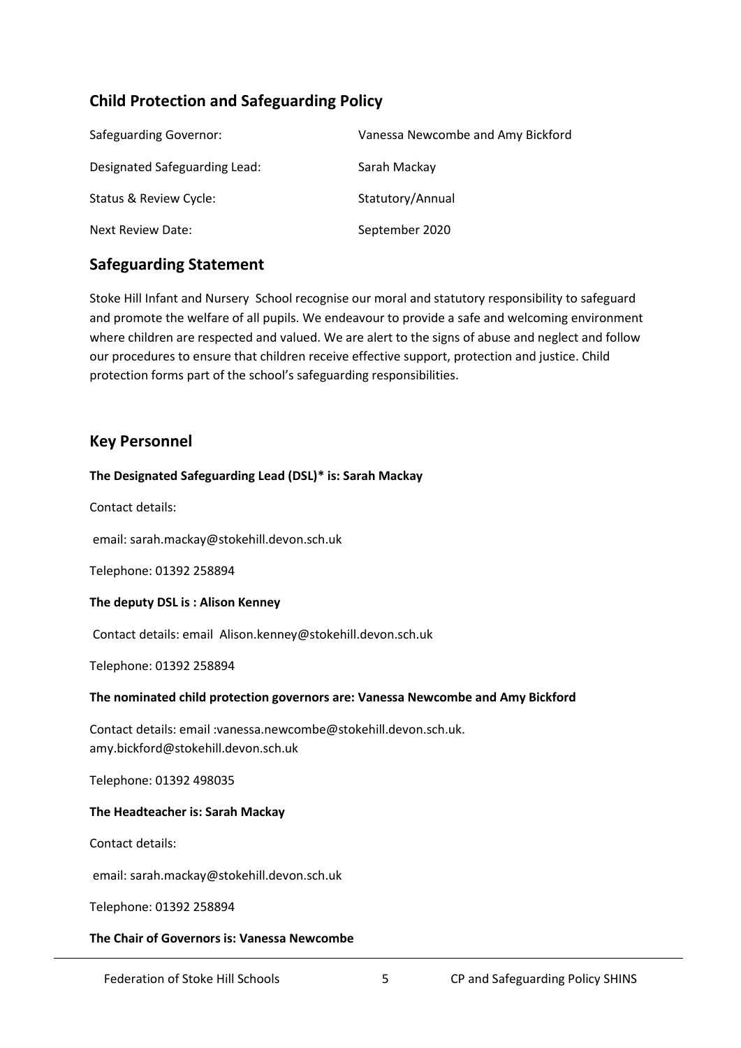## Child Protection and Safeguarding Policy

| | |
|---|---|
| Safeguarding Governor: | Vanessa Newcombe and Amy Bickford |
| Designated Safeguarding Lead: | Sarah Mackay |
| Status & Review Cycle: | Statutory/Annual |
| Next Review Date: | September 2020 |

## Safeguarding Statement

Stoke Hill Infant and Nursery School recognise our moral and statutory responsibility to safeguard and promote the welfare of all pupils. We endeavour to provide a safe and welcoming environment where children are respected and valued. We are alert to the signs of abuse and neglect and follow our procedures to ensure that children receive effective support, protection and justice. Child protection forms part of the school's safeguarding responsibilities.

## Key Personnel

**The Designated Safeguarding Lead (DSL)* is: Sarah Mackay**

Contact details:

email: sarah.mackay@stokehill.devon.sch.uk

Telephone: 01392 258894

**The deputy DSL is : Alison Kenney**

Contact details: email Alison.kenney@stokehill.devon.sch.uk

Telephone: 01392 258894

**The nominated child protection governors are: Vanessa Newcombe and Amy Bickford**

Contact details: email :vanessa.newcombe@stokehill.devon.sch.uk. amy.bickford@stokehill.devon.sch.uk

Telephone: 01392 498035

**The Headteacher is: Sarah Mackay**

Contact details:

email: sarah.mackay@stokehill.devon.sch.uk

Telephone: 01392 258894

**The Chair of Governors is: Vanessa Newcombe**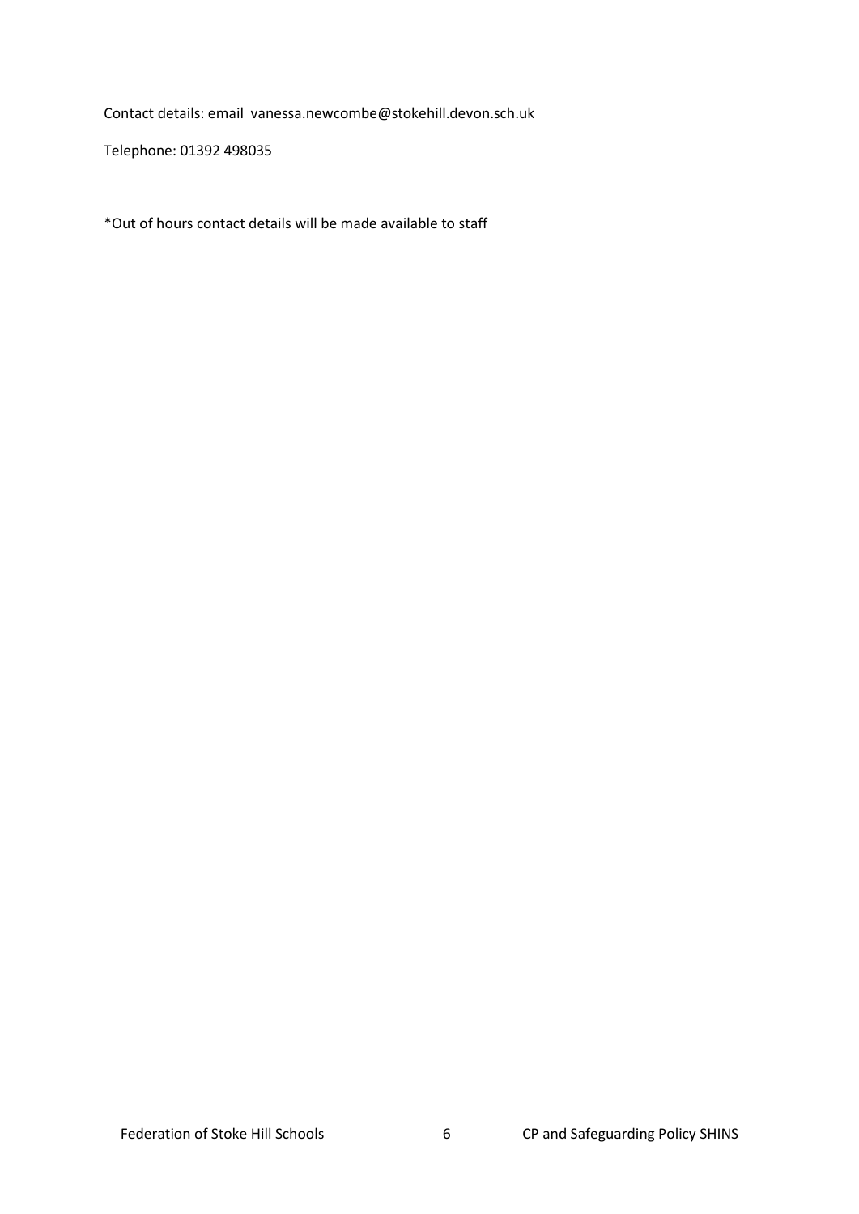Contact details: email vanessa.newcombe@stokehill.devon.sch.uk

Telephone: 01392 498035

*Out of hours contact details will be made available to staff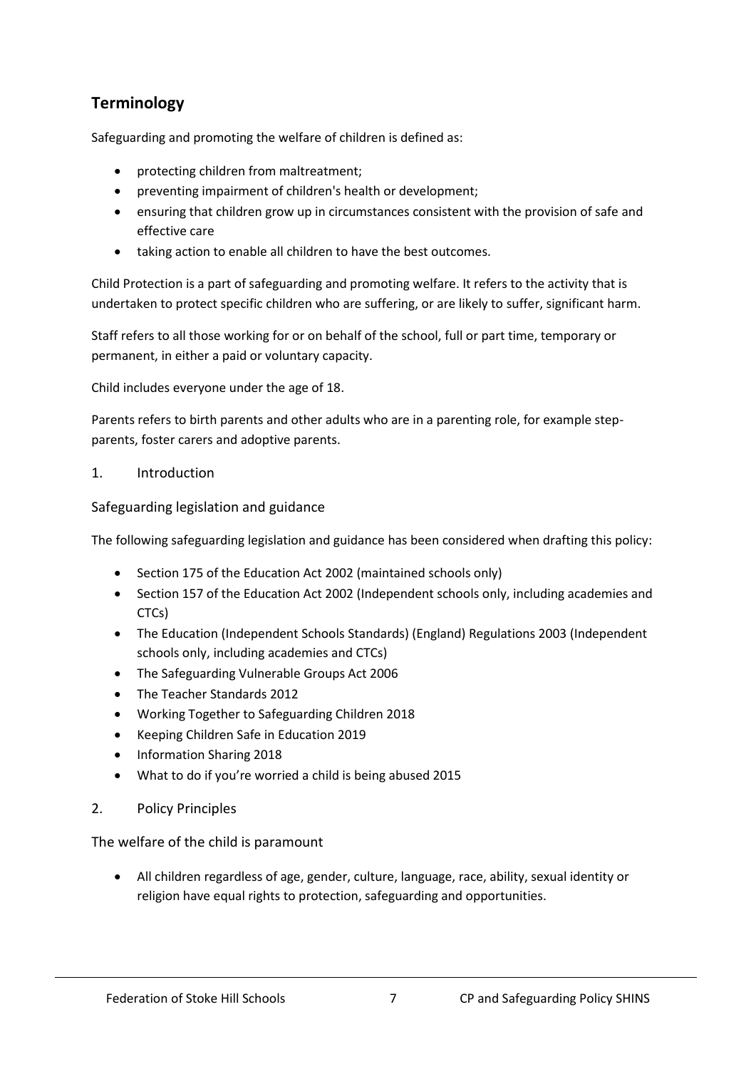## Terminology

Safeguarding and promoting the welfare of children is defined as:

- protecting children from maltreatment;
- preventing impairment of children's health or development;
- ensuring that children grow up in circumstances consistent with the provision of safe and effective care
- taking action to enable all children to have the best outcomes.

Child Protection is a part of safeguarding and promoting welfare. It refers to the activity that is undertaken to protect specific children who are suffering, or are likely to suffer, significant harm.

Staff refers to all those working for or on behalf of the school, full or part time, temporary or permanent, in either a paid or voluntary capacity.

Child includes everyone under the age of 18.

Parents refers to birth parents and other adults who are in a parenting role, for example step-parents, foster carers and adoptive parents.

1. Introduction

Safeguarding legislation and guidance

The following safeguarding legislation and guidance has been considered when drafting this policy:

- Section 175 of the Education Act 2002 (maintained schools only)
- Section 157 of the Education Act 2002 (Independent schools only, including academies and CTCs)
- The Education (Independent Schools Standards) (England) Regulations 2003 (Independent schools only, including academies and CTCs)
- The Safeguarding Vulnerable Groups Act 2006
- The Teacher Standards 2012
- Working Together to Safeguarding Children 2018
- Keeping Children Safe in Education 2019
- Information Sharing 2018
- What to do if you're worried a child is being abused 2015

2. Policy Principles

The welfare of the child is paramount

- All children regardless of age, gender, culture, language, race, ability, sexual identity or religion have equal rights to protection, safeguarding and opportunities.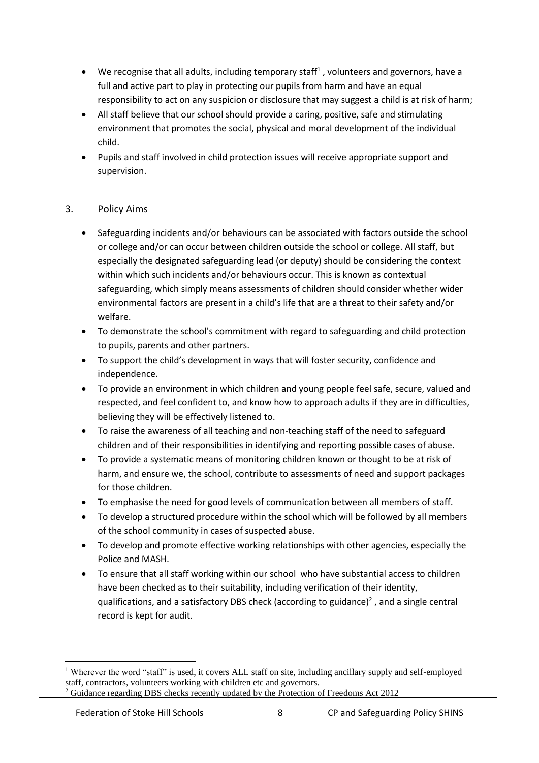- We recognise that all adults, including temporary staff[1], volunteers and governors, have a full and active part to play in protecting our pupils from harm and have an equal responsibility to act on any suspicion or disclosure that may suggest a child is at risk of harm;
- All staff believe that our school should provide a caring, positive, safe and stimulating environment that promotes the social, physical and moral development of the individual child.
- Pupils and staff involved in child protection issues will receive appropriate support and supervision.

## 3. Policy Aims

- Safeguarding incidents and/or behaviours can be associated with factors outside the school or college and/or can occur between children outside the school or college. All staff, but especially the designated safeguarding lead (or deputy) should be considering the context within which such incidents and/or behaviours occur. This is known as contextual safeguarding, which simply means assessments of children should consider whether wider environmental factors are present in a child's life that are a threat to their safety and/or welfare.
- To demonstrate the school's commitment with regard to safeguarding and child protection to pupils, parents and other partners.
- To support the child's development in ways that will foster security, confidence and independence.
- To provide an environment in which children and young people feel safe, secure, valued and respected, and feel confident to, and know how to approach adults if they are in difficulties, believing they will be effectively listened to.
- To raise the awareness of all teaching and non-teaching staff of the need to safeguard children and of their responsibilities in identifying and reporting possible cases of abuse.
- To provide a systematic means of monitoring children known or thought to be at risk of harm, and ensure we, the school, contribute to assessments of need and support packages for those children.
- To emphasise the need for good levels of communication between all members of staff.
- To develop a structured procedure within the school which will be followed by all members of the school community in cases of suspected abuse.
- To develop and promote effective working relationships with other agencies, especially the Police and MASH.
- To ensure that all staff working within our school who have substantial access to children have been checked as to their suitability, including verification of their identity, qualifications, and a satisfactory DBS check (according to guidance)[2], and a single central record is kept for audit.

---

[1] Wherever the word "staff" is used, it covers ALL staff on site, including ancillary supply and self-employed staff, contractors, volunteers working with children etc and governors.

[2] Guidance regarding DBS checks recently updated by the Protection of Freedoms Act 2012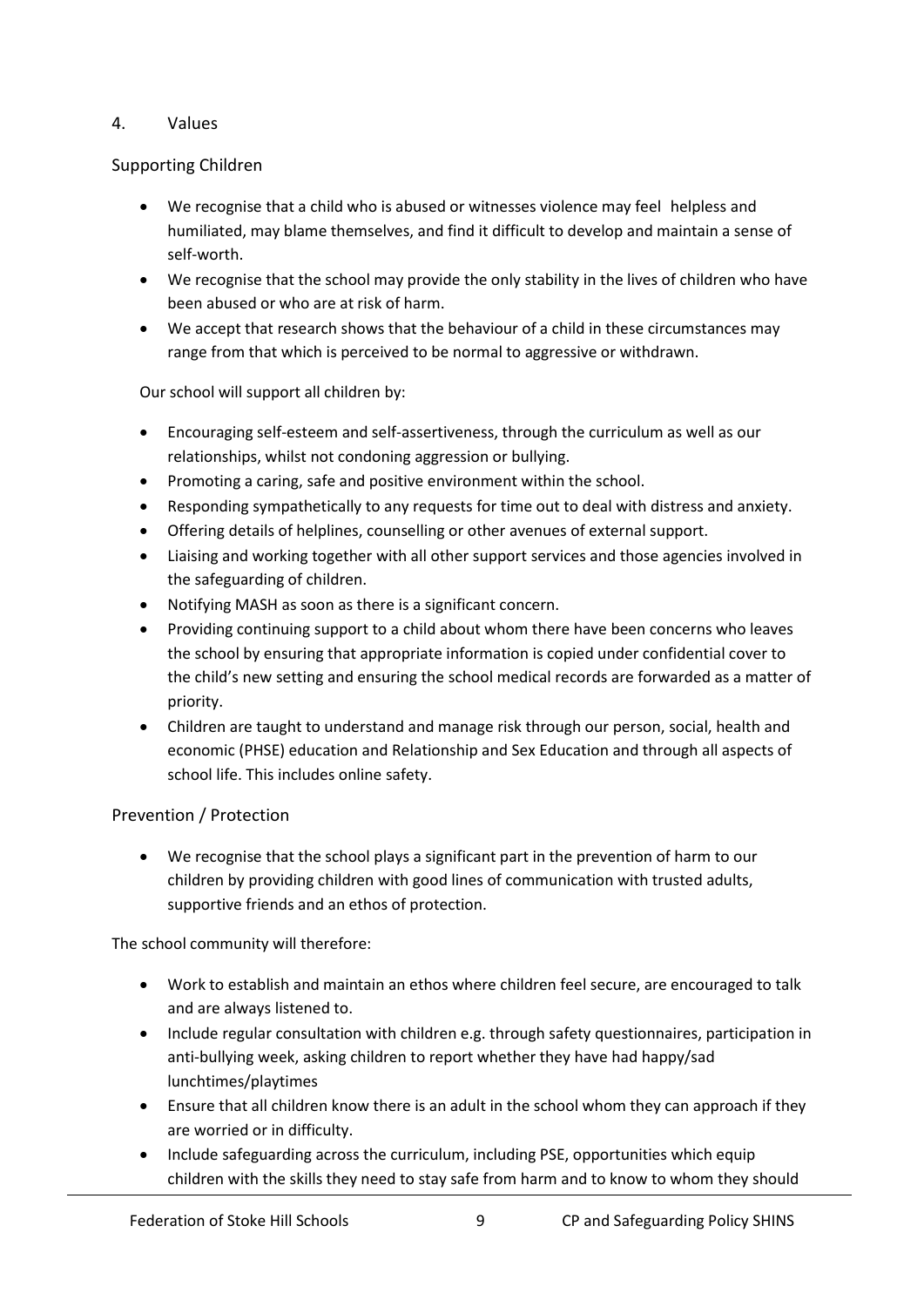## 4. Values

### Supporting Children

- We recognise that a child who is abused or witnesses violence may feel helpless and humiliated, may blame themselves, and find it difficult to develop and maintain a sense of self-worth.
- We recognise that the school may provide the only stability in the lives of children who have been abused or who are at risk of harm.
- We accept that research shows that the behaviour of a child in these circumstances may range from that which is perceived to be normal to aggressive or withdrawn.

Our school will support all children by:

- Encouraging self-esteem and self-assertiveness, through the curriculum as well as our relationships, whilst not condoning aggression or bullying.
- Promoting a caring, safe and positive environment within the school.
- Responding sympathetically to any requests for time out to deal with distress and anxiety.
- Offering details of helplines, counselling or other avenues of external support.
- Liaising and working together with all other support services and those agencies involved in the safeguarding of children.
- Notifying MASH as soon as there is a significant concern.
- Providing continuing support to a child about whom there have been concerns who leaves the school by ensuring that appropriate information is copied under confidential cover to the child's new setting and ensuring the school medical records are forwarded as a matter of priority.
- Children are taught to understand and manage risk through our person, social, health and economic (PHSE) education and Relationship and Sex Education and through all aspects of school life. This includes online safety.

### Prevention / Protection

- We recognise that the school plays a significant part in the prevention of harm to our children by providing children with good lines of communication with trusted adults, supportive friends and an ethos of protection.

The school community will therefore:

- Work to establish and maintain an ethos where children feel secure, are encouraged to talk and are always listened to.
- Include regular consultation with children e.g. through safety questionnaires, participation in anti-bullying week, asking children to report whether they have had happy/sad lunchtimes/playtimes
- Ensure that all children know there is an adult in the school whom they can approach if they are worried or in difficulty.
- Include safeguarding across the curriculum, including PSE, opportunities which equip children with the skills they need to stay safe from harm and to know to whom they should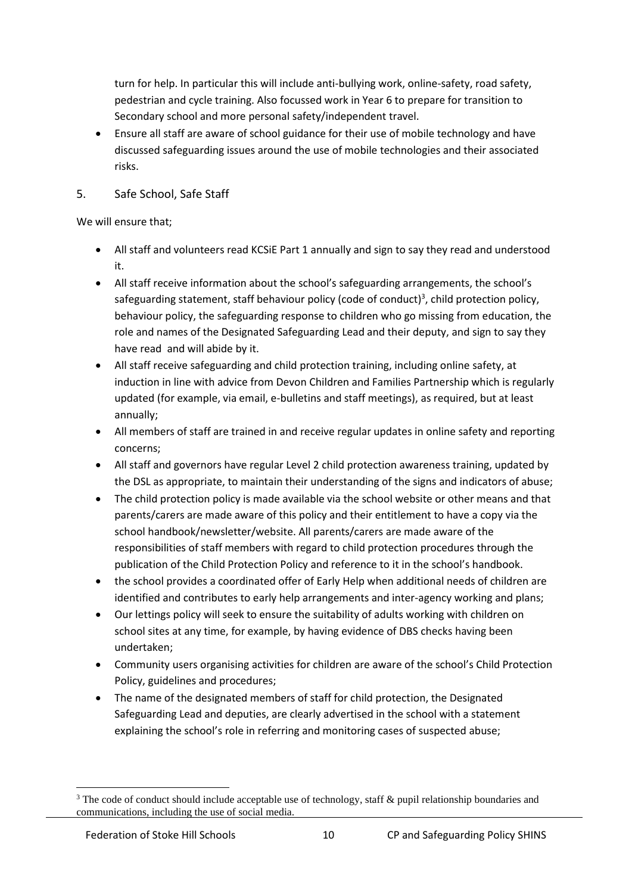turn for help. In particular this will include anti-bullying work, online-safety, road safety, pedestrian and cycle training. Also focussed work in Year 6 to prepare for transition to Secondary school and more personal safety/independent travel.

- Ensure all staff are aware of school guidance for their use of mobile technology and have discussed safeguarding issues around the use of mobile technologies and their associated risks.

## 5. Safe School, Safe Staff

We will ensure that;

- All staff and volunteers read KCSiE Part 1 annually and sign to say they read and understood it.
- All staff receive information about the school's safeguarding arrangements, the school's safeguarding statement, staff behaviour policy (code of conduct)[3], child protection policy, behaviour policy, the safeguarding response to children who go missing from education, the role and names of the Designated Safeguarding Lead and their deputy, and sign to say they have read and will abide by it.
- All staff receive safeguarding and child protection training, including online safety, at induction in line with advice from Devon Children and Families Partnership which is regularly updated (for example, via email, e-bulletins and staff meetings), as required, but at least annually;
- All members of staff are trained in and receive regular updates in online safety and reporting concerns;
- All staff and governors have regular Level 2 child protection awareness training, updated by the DSL as appropriate, to maintain their understanding of the signs and indicators of abuse;
- The child protection policy is made available via the school website or other means and that parents/carers are made aware of this policy and their entitlement to have a copy via the school handbook/newsletter/website. All parents/carers are made aware of the responsibilities of staff members with regard to child protection procedures through the publication of the Child Protection Policy and reference to it in the school's handbook.
- the school provides a coordinated offer of Early Help when additional needs of children are identified and contributes to early help arrangements and inter-agency working and plans;
- Our lettings policy will seek to ensure the suitability of adults working with children on school sites at any time, for example, by having evidence of DBS checks having been undertaken;
- Community users organising activities for children are aware of the school's Child Protection Policy, guidelines and procedures;
- The name of the designated members of staff for child protection, the Designated Safeguarding Lead and deputies, are clearly advertised in the school with a statement explaining the school's role in referring and monitoring cases of suspected abuse;

[3] The code of conduct should include acceptable use of technology, staff & pupil relationship boundaries and communications, including the use of social media.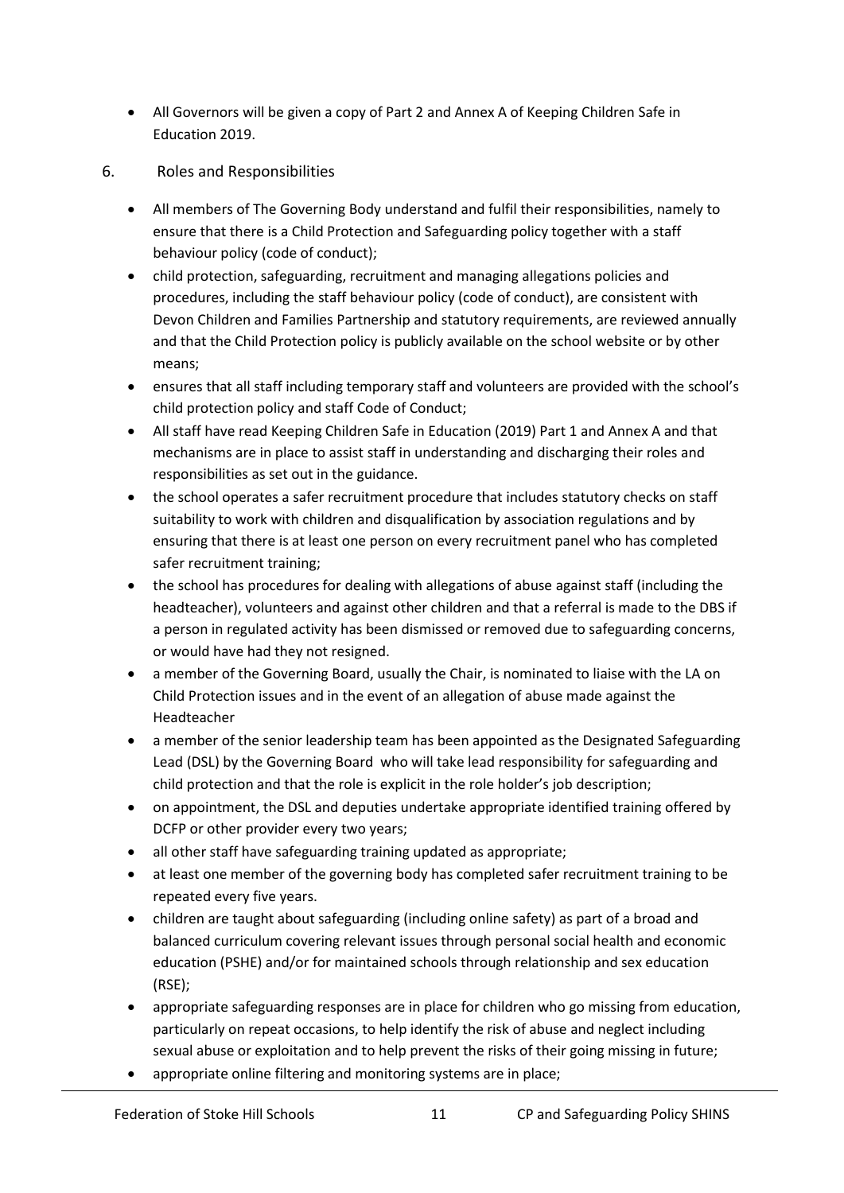- All Governors will be given a copy of Part 2 and Annex A of Keeping Children Safe in Education 2019.

6. Roles and Responsibilities

- All members of The Governing Body understand and fulfil their responsibilities, namely to ensure that there is a Child Protection and Safeguarding policy together with a staff behaviour policy (code of conduct);
- child protection, safeguarding, recruitment and managing allegations policies and procedures, including the staff behaviour policy (code of conduct), are consistent with Devon Children and Families Partnership and statutory requirements, are reviewed annually and that the Child Protection policy is publicly available on the school website or by other means;
- ensures that all staff including temporary staff and volunteers are provided with the school's child protection policy and staff Code of Conduct;
- All staff have read Keeping Children Safe in Education (2019) Part 1 and Annex A and that mechanisms are in place to assist staff in understanding and discharging their roles and responsibilities as set out in the guidance.
- the school operates a safer recruitment procedure that includes statutory checks on staff suitability to work with children and disqualification by association regulations and by ensuring that there is at least one person on every recruitment panel who has completed safer recruitment training;
- the school has procedures for dealing with allegations of abuse against staff (including the headteacher), volunteers and against other children and that a referral is made to the DBS if a person in regulated activity has been dismissed or removed due to safeguarding concerns, or would have had they not resigned.
- a member of the Governing Board, usually the Chair, is nominated to liaise with the LA on Child Protection issues and in the event of an allegation of abuse made against the Headteacher
- a member of the senior leadership team has been appointed as the Designated Safeguarding Lead (DSL) by the Governing Board who will take lead responsibility for safeguarding and child protection and that the role is explicit in the role holder's job description;
- on appointment, the DSL and deputies undertake appropriate identified training offered by DCFP or other provider every two years;
- all other staff have safeguarding training updated as appropriate;
- at least one member of the governing body has completed safer recruitment training to be repeated every five years.
- children are taught about safeguarding (including online safety) as part of a broad and balanced curriculum covering relevant issues through personal social health and economic education (PSHE) and/or for maintained schools through relationship and sex education (RSE);
- appropriate safeguarding responses are in place for children who go missing from education, particularly on repeat occasions, to help identify the risk of abuse and neglect including sexual abuse or exploitation and to help prevent the risks of their going missing in future;
- appropriate online filtering and monitoring systems are in place;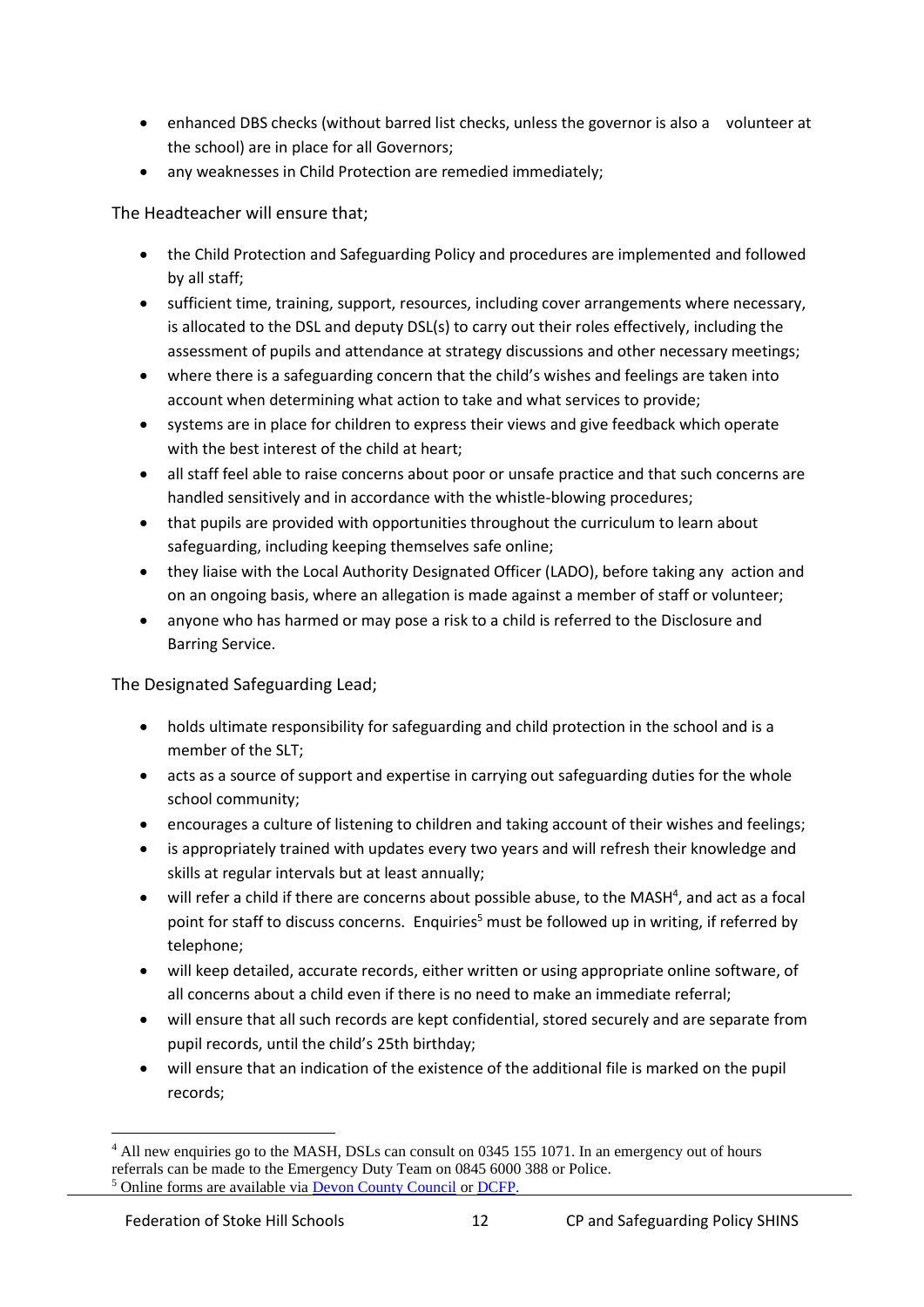- enhanced DBS checks (without barred list checks, unless the governor is also a volunteer at the school) are in place for all Governors;
- any weaknesses in Child Protection are remedied immediately;

The Headteacher will ensure that;

- the Child Protection and Safeguarding Policy and procedures are implemented and followed by all staff;
- sufficient time, training, support, resources, including cover arrangements where necessary, is allocated to the DSL and deputy DSL(s) to carry out their roles effectively, including the assessment of pupils and attendance at strategy discussions and other necessary meetings;
- where there is a safeguarding concern that the child's wishes and feelings are taken into account when determining what action to take and what services to provide;
- systems are in place for children to express their views and give feedback which operate with the best interest of the child at heart;
- all staff feel able to raise concerns about poor or unsafe practice and that such concerns are handled sensitively and in accordance with the whistle-blowing procedures;
- that pupils are provided with opportunities throughout the curriculum to learn about safeguarding, including keeping themselves safe online;
- they liaise with the Local Authority Designated Officer (LADO), before taking any action and on an ongoing basis, where an allegation is made against a member of staff or volunteer;
- anyone who has harmed or may pose a risk to a child is referred to the Disclosure and Barring Service.

The Designated Safeguarding Lead;

- holds ultimate responsibility for safeguarding and child protection in the school and is a member of the SLT;
- acts as a source of support and expertise in carrying out safeguarding duties for the whole school community;
- encourages a culture of listening to children and taking account of their wishes and feelings;
- is appropriately trained with updates every two years and will refresh their knowledge and skills at regular intervals but at least annually;
- will refer a child if there are concerns about possible abuse, to the MASH[4], and act as a focal point for staff to discuss concerns. Enquiries[5] must be followed up in writing, if referred by telephone;
- will keep detailed, accurate records, either written or using appropriate online software, of all concerns about a child even if there is no need to make an immediate referral;
- will ensure that all such records are kept confidential, stored securely and are separate from pupil records, until the child's 25th birthday;
- will ensure that an indication of the existence of the additional file is marked on the pupil records;

[4] All new enquiries go to the MASH, DSLs can consult on 0345 155 1071. In an emergency out of hours referrals can be made to the Emergency Duty Team on 0845 6000 388 or Police.
[5] Online forms are available via Devon County Council or DCFP.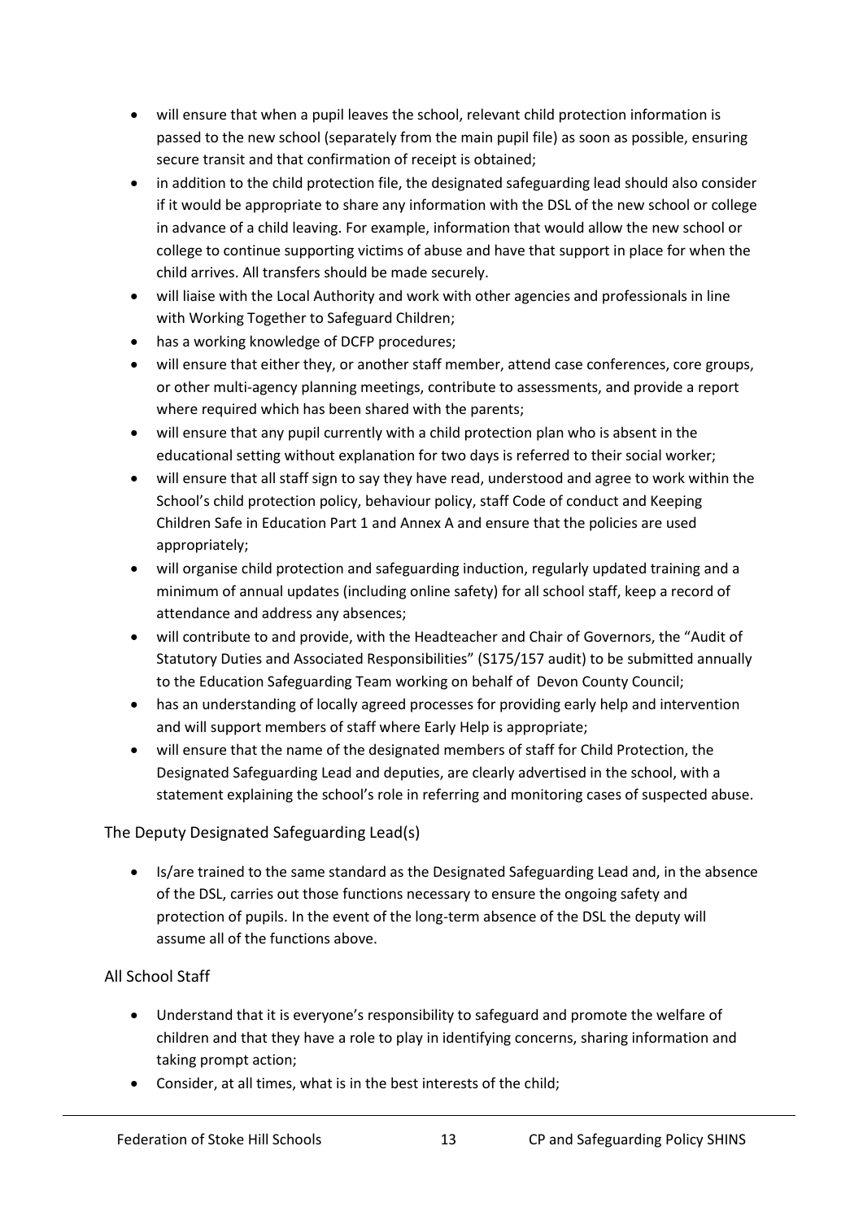- will ensure that when a pupil leaves the school, relevant child protection information is passed to the new school (separately from the main pupil file) as soon as possible, ensuring secure transit and that confirmation of receipt is obtained;
- in addition to the child protection file, the designated safeguarding lead should also consider if it would be appropriate to share any information with the DSL of the new school or college in advance of a child leaving. For example, information that would allow the new school or college to continue supporting victims of abuse and have that support in place for when the child arrives. All transfers should be made securely.
- will liaise with the Local Authority and work with other agencies and professionals in line with Working Together to Safeguard Children;
- has a working knowledge of DCFP procedures;
- will ensure that either they, or another staff member, attend case conferences, core groups, or other multi-agency planning meetings, contribute to assessments, and provide a report where required which has been shared with the parents;
- will ensure that any pupil currently with a child protection plan who is absent in the educational setting without explanation for two days is referred to their social worker;
- will ensure that all staff sign to say they have read, understood and agree to work within the School's child protection policy, behaviour policy, staff Code of conduct and Keeping Children Safe in Education Part 1 and Annex A and ensure that the policies are used appropriately;
- will organise child protection and safeguarding induction, regularly updated training and a minimum of annual updates (including online safety) for all school staff, keep a record of attendance and address any absences;
- will contribute to and provide, with the Headteacher and Chair of Governors, the "Audit of Statutory Duties and Associated Responsibilities" (S175/157 audit) to be submitted annually to the Education Safeguarding Team working on behalf of Devon County Council;
- has an understanding of locally agreed processes for providing early help and intervention and will support members of staff where Early Help is appropriate;
- will ensure that the name of the designated members of staff for Child Protection, the Designated Safeguarding Lead and deputies, are clearly advertised in the school, with a statement explaining the school's role in referring and monitoring cases of suspected abuse.

### The Deputy Designated Safeguarding Lead(s)

- Is/are trained to the same standard as the Designated Safeguarding Lead and, in the absence of the DSL, carries out those functions necessary to ensure the ongoing safety and protection of pupils. In the event of the long-term absence of the DSL the deputy will assume all of the functions above.

### All School Staff

- Understand that it is everyone's responsibility to safeguard and promote the welfare of children and that they have a role to play in identifying concerns, sharing information and taking prompt action;
- Consider, at all times, what is in the best interests of the child;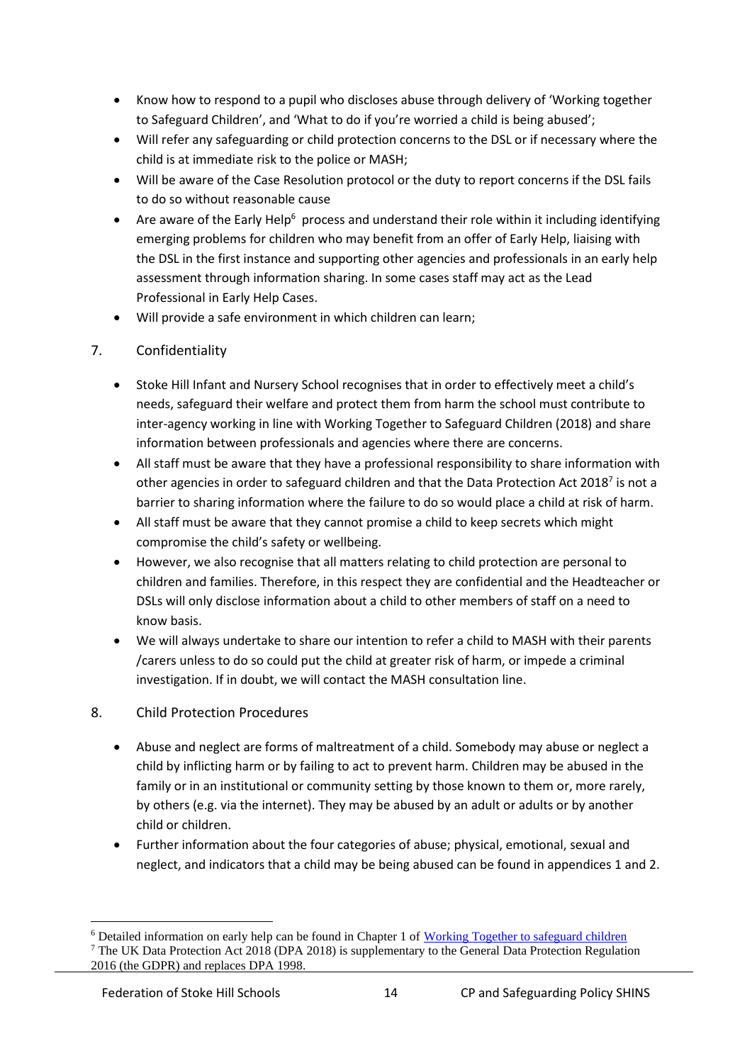- Know how to respond to a pupil who discloses abuse through delivery of 'Working together to Safeguard Children', and 'What to do if you're worried a child is being abused';
- Will refer any safeguarding or child protection concerns to the DSL or if necessary where the child is at immediate risk to the police or MASH;
- Will be aware of the Case Resolution protocol or the duty to report concerns if the DSL fails to do so without reasonable cause
- Are aware of the Early Help[6] process and understand their role within it including identifying emerging problems for children who may benefit from an offer of Early Help, liaising with the DSL in the first instance and supporting other agencies and professionals in an early help assessment through information sharing. In some cases staff may act as the Lead Professional in Early Help Cases.
- Will provide a safe environment in which children can learn;

## 7. Confidentiality

- Stoke Hill Infant and Nursery School recognises that in order to effectively meet a child's needs, safeguard their welfare and protect them from harm the school must contribute to inter-agency working in line with Working Together to Safeguard Children (2018) and share information between professionals and agencies where there are concerns.
- All staff must be aware that they have a professional responsibility to share information with other agencies in order to safeguard children and that the Data Protection Act 2018[7] is not a barrier to sharing information where the failure to do so would place a child at risk of harm.
- All staff must be aware that they cannot promise a child to keep secrets which might compromise the child's safety or wellbeing.
- However, we also recognise that all matters relating to child protection are personal to children and families. Therefore, in this respect they are confidential and the Headteacher or DSLs will only disclose information about a child to other members of staff on a need to know basis.
- We will always undertake to share our intention to refer a child to MASH with their parents /carers unless to do so could put the child at greater risk of harm, or impede a criminal investigation. If in doubt, we will contact the MASH consultation line.

## 8. Child Protection Procedures

- Abuse and neglect are forms of maltreatment of a child. Somebody may abuse or neglect a child by inflicting harm or by failing to act to prevent harm. Children may be abused in the family or in an institutional or community setting by those known to them or, more rarely, by others (e.g. via the internet). They may be abused by an adult or adults or by another child or children.
- Further information about the four categories of abuse; physical, emotional, sexual and neglect, and indicators that a child may be being abused can be found in appendices 1 and 2.

---

[6] Detailed information on early help can be found in Chapter 1 of Working Together to safeguard children

[7] The UK Data Protection Act 2018 (DPA 2018) is supplementary to the General Data Protection Regulation 2016 (the GDPR) and replaces DPA 1998.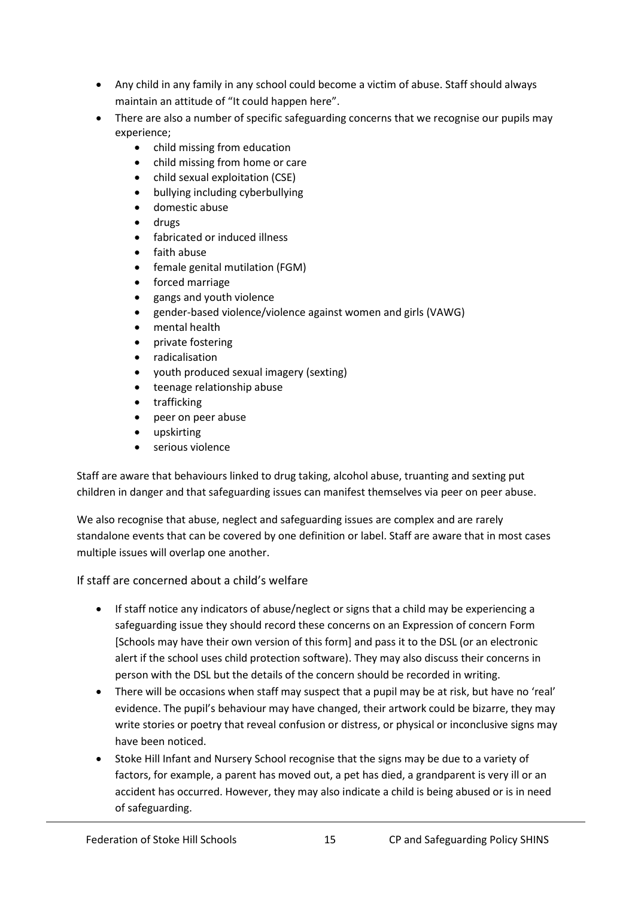- Any child in any family in any school could become a victim of abuse. Staff should always maintain an attitude of "It could happen here".
- There are also a number of specific safeguarding concerns that we recognise our pupils may experience;
    - child missing from education
    - child missing from home or care
    - child sexual exploitation (CSE)
    - bullying including cyberbullying
    - domestic abuse
    - drugs
    - fabricated or induced illness
    - faith abuse
    - female genital mutilation (FGM)
    - forced marriage
    - gangs and youth violence
    - gender-based violence/violence against women and girls (VAWG)
    - mental health
    - private fostering
    - radicalisation
    - youth produced sexual imagery (sexting)
    - teenage relationship abuse
    - trafficking
    - peer on peer abuse
    - upskirting
    - serious violence

Staff are aware that behaviours linked to drug taking, alcohol abuse, truanting and sexting put children in danger and that safeguarding issues can manifest themselves via peer on peer abuse.

We also recognise that abuse, neglect and safeguarding issues are complex and are rarely standalone events that can be covered by one definition or label. Staff are aware that in most cases multiple issues will overlap one another.

### If staff are concerned about a child's welfare

- If staff notice any indicators of abuse/neglect or signs that a child may be experiencing a safeguarding issue they should record these concerns on an Expression of concern Form [Schools may have their own version of this form] and pass it to the DSL (or an electronic alert if the school uses child protection software). They may also discuss their concerns in person with the DSL but the details of the concern should be recorded in writing.
- There will be occasions when staff may suspect that a pupil may be at risk, but have no 'real' evidence. The pupil's behaviour may have changed, their artwork could be bizarre, they may write stories or poetry that reveal confusion or distress, or physical or inconclusive signs may have been noticed.
- Stoke Hill Infant and Nursery School recognise that the signs may be due to a variety of factors, for example, a parent has moved out, a pet has died, a grandparent is very ill or an accident has occurred. However, they may also indicate a child is being abused or is in need of safeguarding.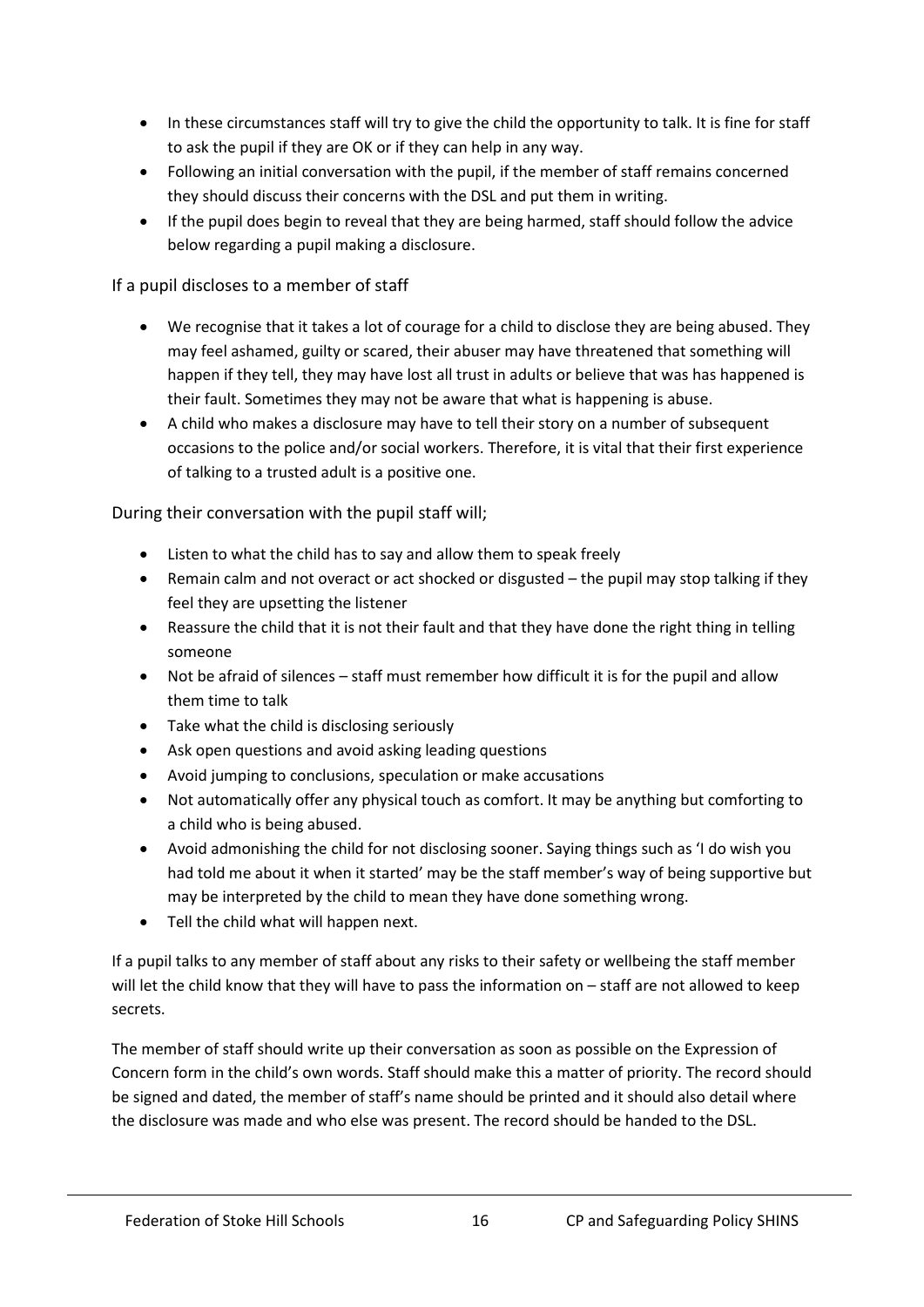- In these circumstances staff will try to give the child the opportunity to talk. It is fine for staff to ask the pupil if they are OK or if they can help in any way.
- Following an initial conversation with the pupil, if the member of staff remains concerned they should discuss their concerns with the DSL and put them in writing.
- If the pupil does begin to reveal that they are being harmed, staff should follow the advice below regarding a pupil making a disclosure.

### If a pupil discloses to a member of staff

- We recognise that it takes a lot of courage for a child to disclose they are being abused. They may feel ashamed, guilty or scared, their abuser may have threatened that something will happen if they tell, they may have lost all trust in adults or believe that was has happened is their fault. Sometimes they may not be aware that what is happening is abuse.
- A child who makes a disclosure may have to tell their story on a number of subsequent occasions to the police and/or social workers. Therefore, it is vital that their first experience of talking to a trusted adult is a positive one.

During their conversation with the pupil staff will;

- Listen to what the child has to say and allow them to speak freely
- Remain calm and not overact or act shocked or disgusted – the pupil may stop talking if they feel they are upsetting the listener
- Reassure the child that it is not their fault and that they have done the right thing in telling someone
- Not be afraid of silences – staff must remember how difficult it is for the pupil and allow them time to talk
- Take what the child is disclosing seriously
- Ask open questions and avoid asking leading questions
- Avoid jumping to conclusions, speculation or make accusations
- Not automatically offer any physical touch as comfort. It may be anything but comforting to a child who is being abused.
- Avoid admonishing the child for not disclosing sooner. Saying things such as 'I do wish you had told me about it when it started' may be the staff member's way of being supportive but may be interpreted by the child to mean they have done something wrong.
- Tell the child what will happen next.

If a pupil talks to any member of staff about any risks to their safety or wellbeing the staff member will let the child know that they will have to pass the information on – staff are not allowed to keep secrets.

The member of staff should write up their conversation as soon as possible on the Expression of Concern form in the child's own words. Staff should make this a matter of priority. The record should be signed and dated, the member of staff's name should be printed and it should also detail where the disclosure was made and who else was present. The record should be handed to the DSL.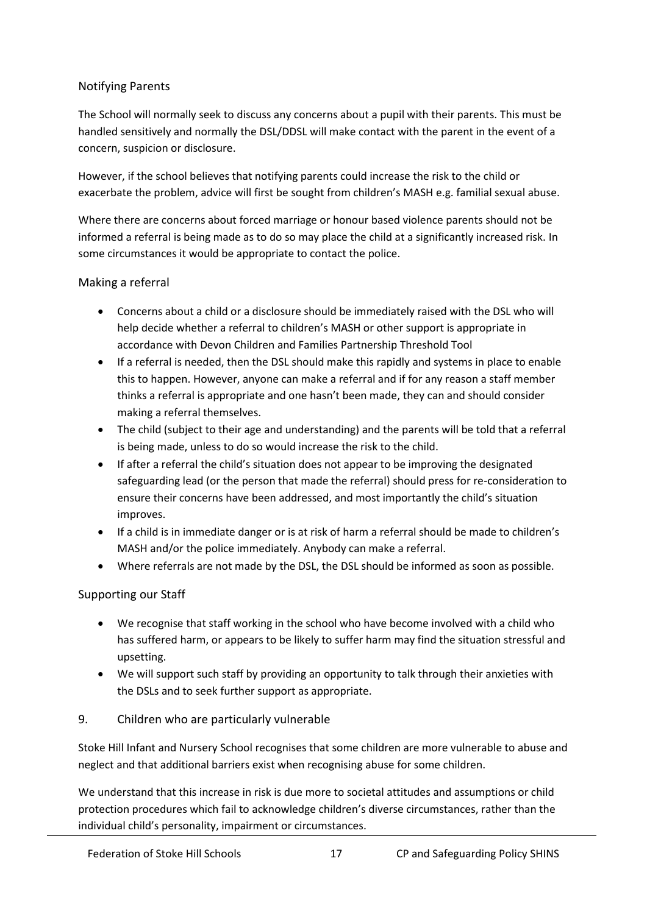### Notifying Parents

The School will normally seek to discuss any concerns about a pupil with their parents. This must be handled sensitively and normally the DSL/DDSL will make contact with the parent in the event of a concern, suspicion or disclosure.

However, if the school believes that notifying parents could increase the risk to the child or exacerbate the problem, advice will first be sought from children's MASH e.g. familial sexual abuse.

Where there are concerns about forced marriage or honour based violence parents should not be informed a referral is being made as to do so may place the child at a significantly increased risk. In some circumstances it would be appropriate to contact the police.

### Making a referral

- Concerns about a child or a disclosure should be immediately raised with the DSL who will help decide whether a referral to children's MASH or other support is appropriate in accordance with Devon Children and Families Partnership Threshold Tool
- If a referral is needed, then the DSL should make this rapidly and systems in place to enable this to happen. However, anyone can make a referral and if for any reason a staff member thinks a referral is appropriate and one hasn't been made, they can and should consider making a referral themselves.
- The child (subject to their age and understanding) and the parents will be told that a referral is being made, unless to do so would increase the risk to the child.
- If after a referral the child's situation does not appear to be improving the designated safeguarding lead (or the person that made the referral) should press for re-consideration to ensure their concerns have been addressed, and most importantly the child's situation improves.
- If a child is in immediate danger or is at risk of harm a referral should be made to children's MASH and/or the police immediately. Anybody can make a referral.
- Where referrals are not made by the DSL, the DSL should be informed as soon as possible.

### Supporting our Staff

- We recognise that staff working in the school who have become involved with a child who has suffered harm, or appears to be likely to suffer harm may find the situation stressful and upsetting.
- We will support such staff by providing an opportunity to talk through their anxieties with the DSLs and to seek further support as appropriate.

## 9. Children who are particularly vulnerable

Stoke Hill Infant and Nursery School recognises that some children are more vulnerable to abuse and neglect and that additional barriers exist when recognising abuse for some children.

We understand that this increase in risk is due more to societal attitudes and assumptions or child protection procedures which fail to acknowledge children's diverse circumstances, rather than the individual child's personality, impairment or circumstances.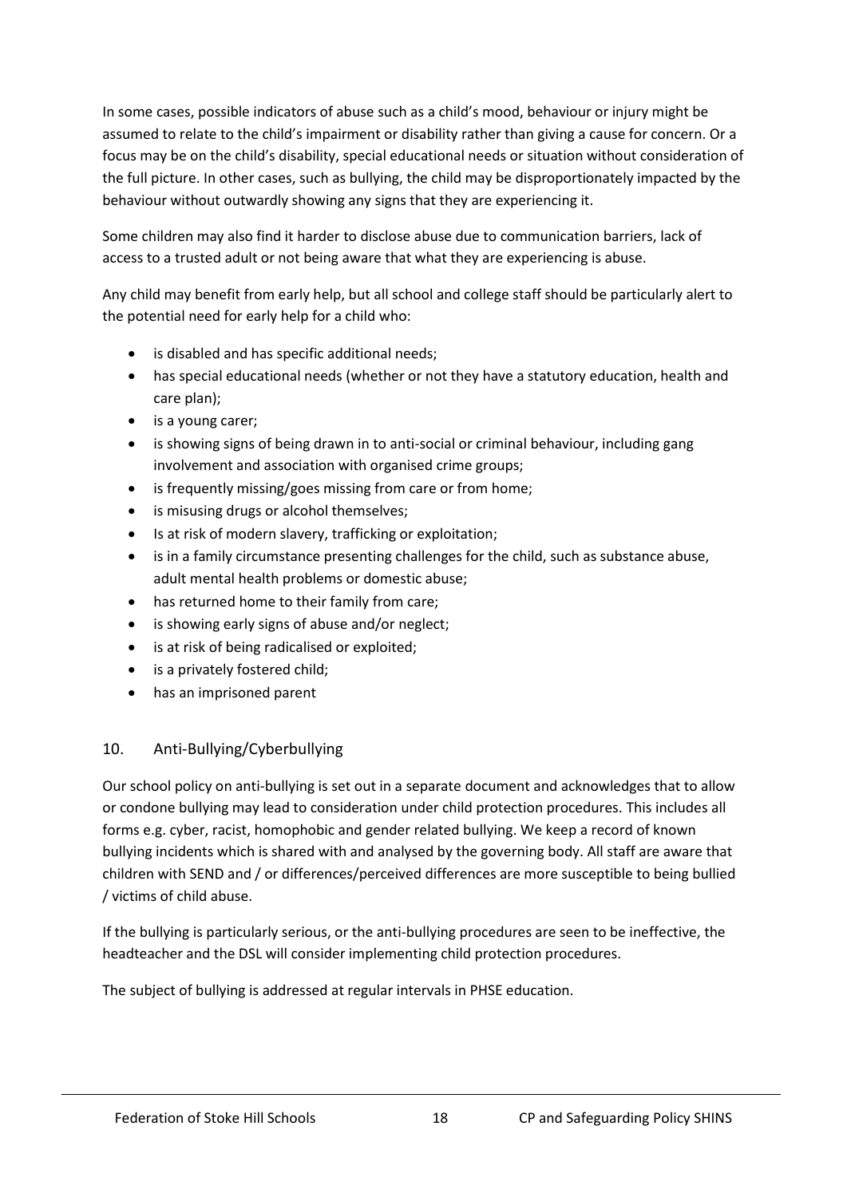In some cases, possible indicators of abuse such as a child's mood, behaviour or injury might be assumed to relate to the child's impairment or disability rather than giving a cause for concern. Or a focus may be on the child's disability, special educational needs or situation without consideration of the full picture. In other cases, such as bullying, the child may be disproportionately impacted by the behaviour without outwardly showing any signs that they are experiencing it.

Some children may also find it harder to disclose abuse due to communication barriers, lack of access to a trusted adult or not being aware that what they are experiencing is abuse.

Any child may benefit from early help, but all school and college staff should be particularly alert to the potential need for early help for a child who:

- is disabled and has specific additional needs;
- has special educational needs (whether or not they have a statutory education, health and care plan);
- is a young carer;
- is showing signs of being drawn in to anti-social or criminal behaviour, including gang involvement and association with organised crime groups;
- is frequently missing/goes missing from care or from home;
- is misusing drugs or alcohol themselves;
- Is at risk of modern slavery, trafficking or exploitation;
- is in a family circumstance presenting challenges for the child, such as substance abuse, adult mental health problems or domestic abuse;
- has returned home to their family from care;
- is showing early signs of abuse and/or neglect;
- is at risk of being radicalised or exploited;
- is a privately fostered child;
- has an imprisoned parent

## 10. Anti-Bullying/Cyberbullying

Our school policy on anti-bullying is set out in a separate document and acknowledges that to allow or condone bullying may lead to consideration under child protection procedures. This includes all forms e.g. cyber, racist, homophobic and gender related bullying. We keep a record of known bullying incidents which is shared with and analysed by the governing body. All staff are aware that children with SEND and / or differences/perceived differences are more susceptible to being bullied / victims of child abuse.

If the bullying is particularly serious, or the anti-bullying procedures are seen to be ineffective, the headteacher and the DSL will consider implementing child protection procedures.

The subject of bullying is addressed at regular intervals in PHSE education.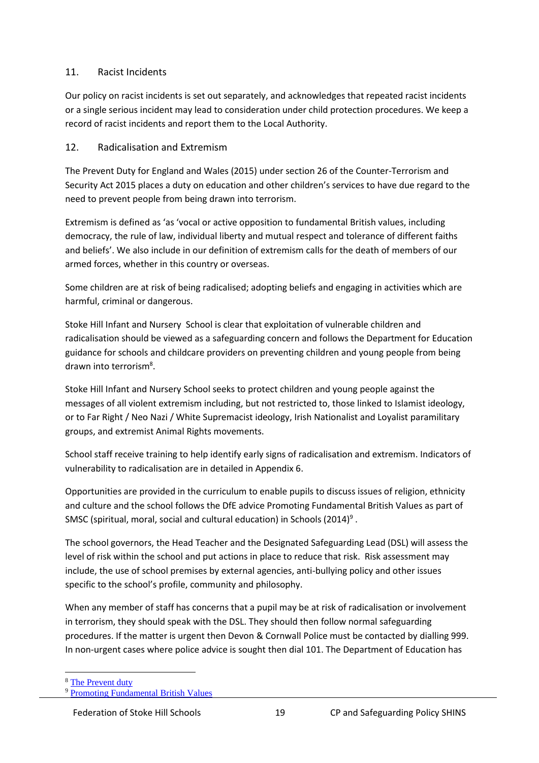## 11. Racist Incidents

Our policy on racist incidents is set out separately, and acknowledges that repeated racist incidents or a single serious incident may lead to consideration under child protection procedures. We keep a record of racist incidents and report them to the Local Authority.

## 12. Radicalisation and Extremism

The Prevent Duty for England and Wales (2015) under section 26 of the Counter-Terrorism and Security Act 2015 places a duty on education and other children's services to have due regard to the need to prevent people from being drawn into terrorism.

Extremism is defined as 'as 'vocal or active opposition to fundamental British values, including democracy, the rule of law, individual liberty and mutual respect and tolerance of different faiths and beliefs'. We also include in our definition of extremism calls for the death of members of our armed forces, whether in this country or overseas.

Some children are at risk of being radicalised; adopting beliefs and engaging in activities which are harmful, criminal or dangerous.

Stoke Hill Infant and Nursery School is clear that exploitation of vulnerable children and radicalisation should be viewed as a safeguarding concern and follows the Department for Education guidance for schools and childcare providers on preventing children and young people from being drawn into terrorism[8].

Stoke Hill Infant and Nursery School seeks to protect children and young people against the messages of all violent extremism including, but not restricted to, those linked to Islamist ideology, or to Far Right / Neo Nazi / White Supremacist ideology, Irish Nationalist and Loyalist paramilitary groups, and extremist Animal Rights movements.

School staff receive training to help identify early signs of radicalisation and extremism. Indicators of vulnerability to radicalisation are in detailed in Appendix 6.

Opportunities are provided in the curriculum to enable pupils to discuss issues of religion, ethnicity and culture and the school follows the DfE advice Promoting Fundamental British Values as part of SMSC (spiritual, moral, social and cultural education) in Schools (2014)[9] .

The school governors, the Head Teacher and the Designated Safeguarding Lead (DSL) will assess the level of risk within the school and put actions in place to reduce that risk. Risk assessment may include, the use of school premises by external agencies, anti-bullying policy and other issues specific to the school's profile, community and philosophy.

When any member of staff has concerns that a pupil may be at risk of radicalisation or involvement in terrorism, they should speak with the DSL. They should then follow normal safeguarding procedures. If the matter is urgent then Devon & Cornwall Police must be contacted by dialling 999. In non-urgent cases where police advice is sought then dial 101. The Department of Education has

---

[8] The Prevent duty

[9] Promoting Fundamental British Values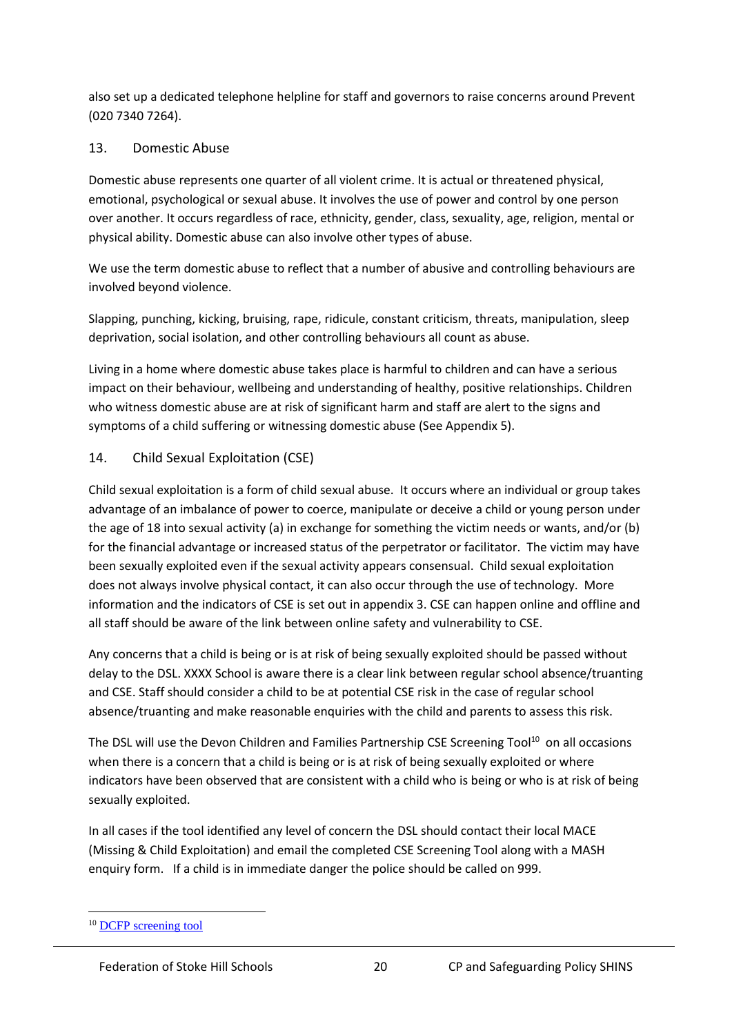also set up a dedicated telephone helpline for staff and governors to raise concerns around Prevent (020 7340 7264).

## 13. Domestic Abuse

Domestic abuse represents one quarter of all violent crime. It is actual or threatened physical, emotional, psychological or sexual abuse. It involves the use of power and control by one person over another. It occurs regardless of race, ethnicity, gender, class, sexuality, age, religion, mental or physical ability. Domestic abuse can also involve other types of abuse.

We use the term domestic abuse to reflect that a number of abusive and controlling behaviours are involved beyond violence.

Slapping, punching, kicking, bruising, rape, ridicule, constant criticism, threats, manipulation, sleep deprivation, social isolation, and other controlling behaviours all count as abuse.

Living in a home where domestic abuse takes place is harmful to children and can have a serious impact on their behaviour, wellbeing and understanding of healthy, positive relationships. Children who witness domestic abuse are at risk of significant harm and staff are alert to the signs and symptoms of a child suffering or witnessing domestic abuse (See Appendix 5).

## 14. Child Sexual Exploitation (CSE)

Child sexual exploitation is a form of child sexual abuse. It occurs where an individual or group takes advantage of an imbalance of power to coerce, manipulate or deceive a child or young person under the age of 18 into sexual activity (a) in exchange for something the victim needs or wants, and/or (b) for the financial advantage or increased status of the perpetrator or facilitator. The victim may have been sexually exploited even if the sexual activity appears consensual. Child sexual exploitation does not always involve physical contact, it can also occur through the use of technology. More information and the indicators of CSE is set out in appendix 3. CSE can happen online and offline and all staff should be aware of the link between online safety and vulnerability to CSE.

Any concerns that a child is being or is at risk of being sexually exploited should be passed without delay to the DSL. XXXX School is aware there is a clear link between regular school absence/truanting and CSE. Staff should consider a child to be at potential CSE risk in the case of regular school absence/truanting and make reasonable enquiries with the child and parents to assess this risk.

The DSL will use the Devon Children and Families Partnership CSE Screening Tool[10] on all occasions when there is a concern that a child is being or is at risk of being sexually exploited or where indicators have been observed that are consistent with a child who is being or who is at risk of being sexually exploited.

In all cases if the tool identified any level of concern the DSL should contact their local MACE (Missing & Child Exploitation) and email the completed CSE Screening Tool along with a MASH enquiry form. If a child is in immediate danger the police should be called on 999.

---

[10] DCFP screening tool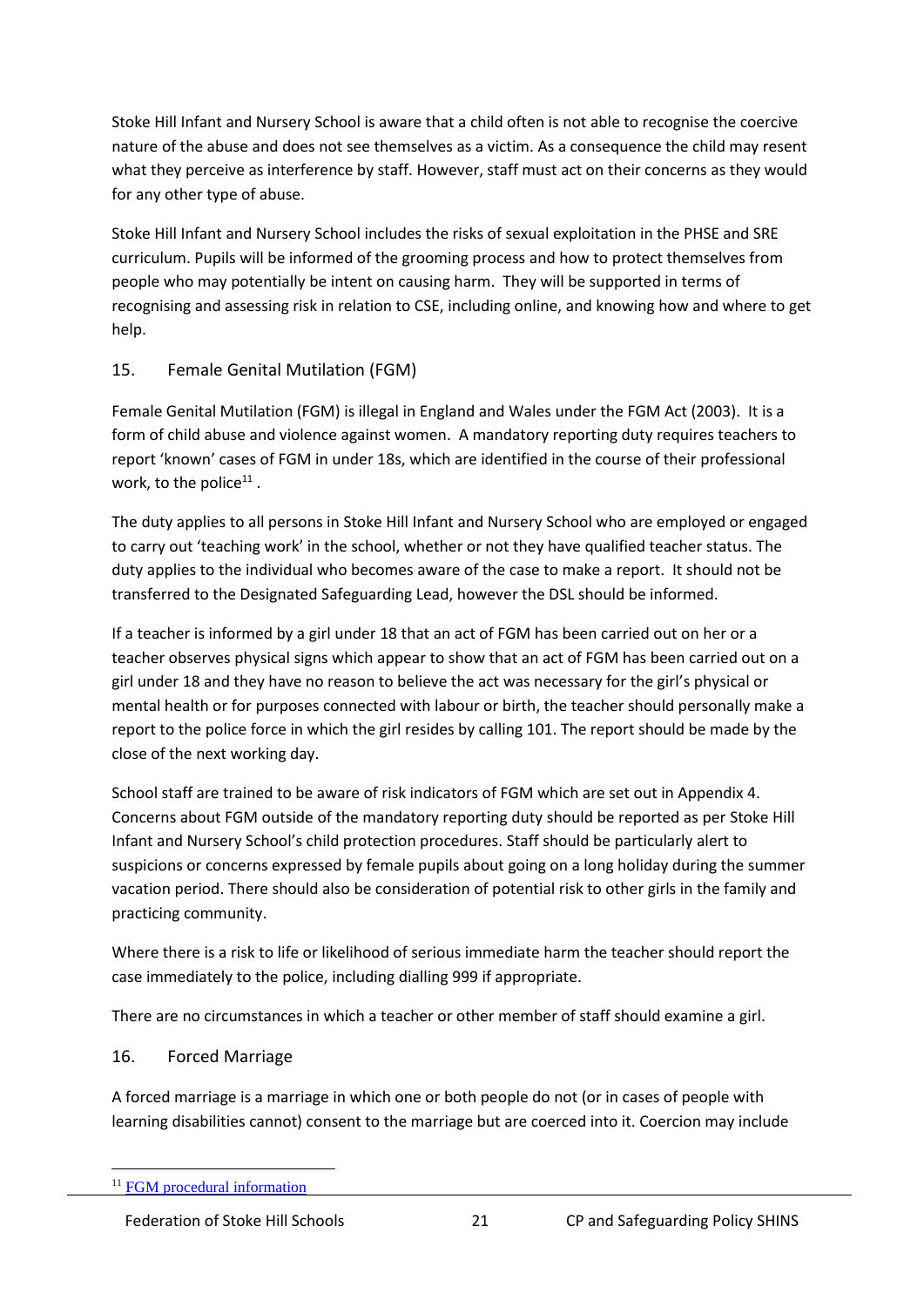Stoke Hill Infant and Nursery School is aware that a child often is not able to recognise the coercive nature of the abuse and does not see themselves as a victim. As a consequence the child may resent what they perceive as interference by staff. However, staff must act on their concerns as they would for any other type of abuse.

Stoke Hill Infant and Nursery School includes the risks of sexual exploitation in the PHSE and SRE curriculum. Pupils will be informed of the grooming process and how to protect themselves from people who may potentially be intent on causing harm. They will be supported in terms of recognising and assessing risk in relation to CSE, including online, and knowing how and where to get help.

## 15. Female Genital Mutilation (FGM)

Female Genital Mutilation (FGM) is illegal in England and Wales under the FGM Act (2003). It is a form of child abuse and violence against women. A mandatory reporting duty requires teachers to report 'known' cases of FGM in under 18s, which are identified in the course of their professional work, to the police[11].

The duty applies to all persons in Stoke Hill Infant and Nursery School who are employed or engaged to carry out 'teaching work' in the school, whether or not they have qualified teacher status. The duty applies to the individual who becomes aware of the case to make a report. It should not be transferred to the Designated Safeguarding Lead, however the DSL should be informed.

If a teacher is informed by a girl under 18 that an act of FGM has been carried out on her or a teacher observes physical signs which appear to show that an act of FGM has been carried out on a girl under 18 and they have no reason to believe the act was necessary for the girl's physical or mental health or for purposes connected with labour or birth, the teacher should personally make a report to the police force in which the girl resides by calling 101. The report should be made by the close of the next working day.

School staff are trained to be aware of risk indicators of FGM which are set out in Appendix 4. Concerns about FGM outside of the mandatory reporting duty should be reported as per Stoke Hill Infant and Nursery School's child protection procedures. Staff should be particularly alert to suspicions or concerns expressed by female pupils about going on a long holiday during the summer vacation period. There should also be consideration of potential risk to other girls in the family and practicing community.

Where there is a risk to life or likelihood of serious immediate harm the teacher should report the case immediately to the police, including dialling 999 if appropriate.

There are no circumstances in which a teacher or other member of staff should examine a girl.

## 16. Forced Marriage

A forced marriage is a marriage in which one or both people do not (or in cases of people with learning disabilities cannot) consent to the marriage but are coerced into it. Coercion may include

[11] FGM procedural information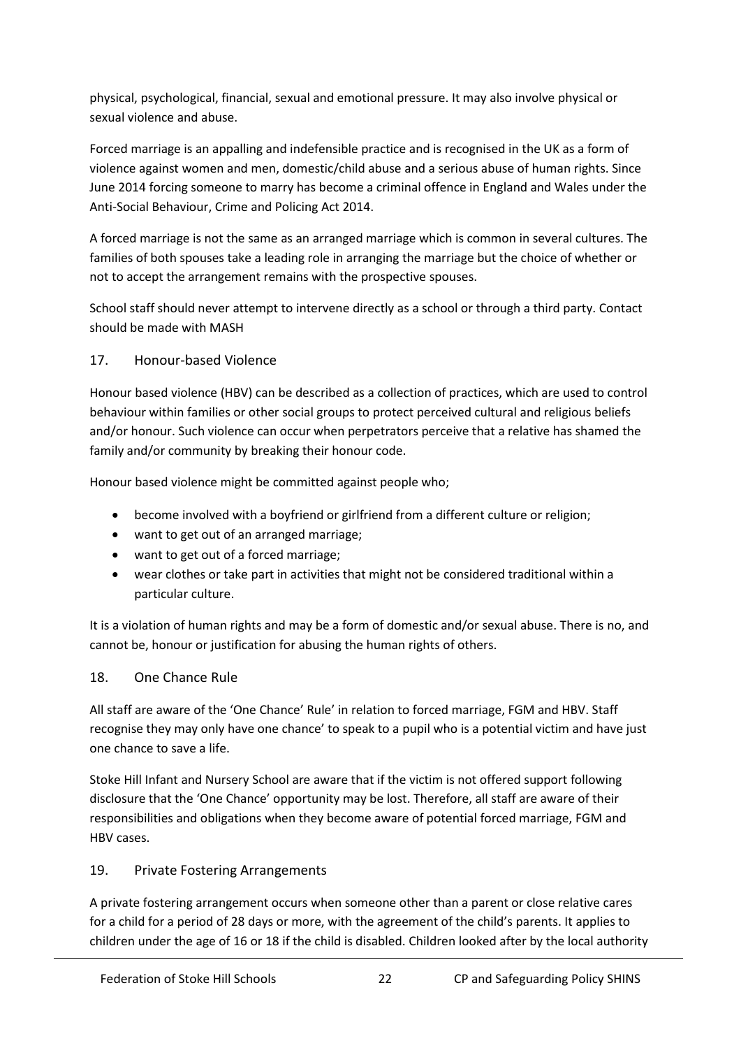physical, psychological, financial, sexual and emotional pressure. It may also involve physical or sexual violence and abuse.

Forced marriage is an appalling and indefensible practice and is recognised in the UK as a form of violence against women and men, domestic/child abuse and a serious abuse of human rights. Since June 2014 forcing someone to marry has become a criminal offence in England and Wales under the Anti-Social Behaviour, Crime and Policing Act 2014.

A forced marriage is not the same as an arranged marriage which is common in several cultures. The families of both spouses take a leading role in arranging the marriage but the choice of whether or not to accept the arrangement remains with the prospective spouses.

School staff should never attempt to intervene directly as a school or through a third party. Contact should be made with MASH

## 17. Honour-based Violence

Honour based violence (HBV) can be described as a collection of practices, which are used to control behaviour within families or other social groups to protect perceived cultural and religious beliefs and/or honour. Such violence can occur when perpetrators perceive that a relative has shamed the family and/or community by breaking their honour code.

Honour based violence might be committed against people who;

- become involved with a boyfriend or girlfriend from a different culture or religion;
- want to get out of an arranged marriage;
- want to get out of a forced marriage;
- wear clothes or take part in activities that might not be considered traditional within a particular culture.

It is a violation of human rights and may be a form of domestic and/or sexual abuse. There is no, and cannot be, honour or justification for abusing the human rights of others.

## 18. One Chance Rule

All staff are aware of the 'One Chance' Rule' in relation to forced marriage, FGM and HBV. Staff recognise they may only have one chance' to speak to a pupil who is a potential victim and have just one chance to save a life.

Stoke Hill Infant and Nursery School are aware that if the victim is not offered support following disclosure that the 'One Chance' opportunity may be lost. Therefore, all staff are aware of their responsibilities and obligations when they become aware of potential forced marriage, FGM and HBV cases.

## 19. Private Fostering Arrangements

A private fostering arrangement occurs when someone other than a parent or close relative cares for a child for a period of 28 days or more, with the agreement of the child's parents. It applies to children under the age of 16 or 18 if the child is disabled. Children looked after by the local authority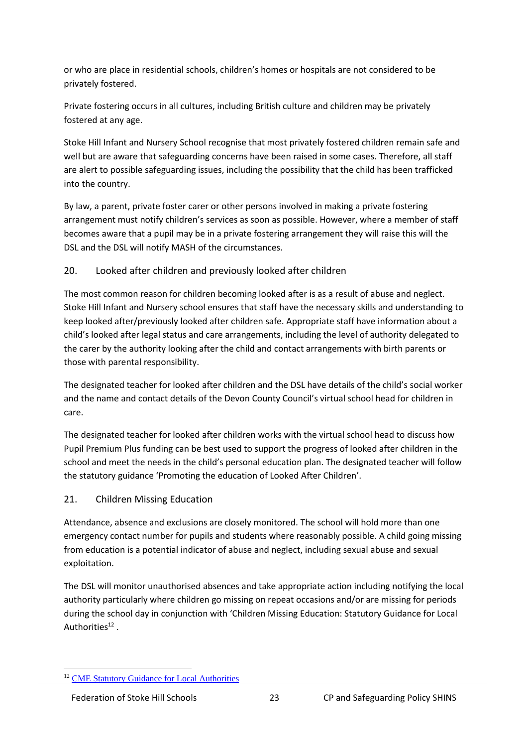or who are place in residential schools, children's homes or hospitals are not considered to be privately fostered.

Private fostering occurs in all cultures, including British culture and children may be privately fostered at any age.

Stoke Hill Infant and Nursery School recognise that most privately fostered children remain safe and well but are aware that safeguarding concerns have been raised in some cases. Therefore, all staff are alert to possible safeguarding issues, including the possibility that the child has been trafficked into the country.

By law, a parent, private foster carer or other persons involved in making a private fostering arrangement must notify children's services as soon as possible. However, where a member of staff becomes aware that a pupil may be in a private fostering arrangement they will raise this will the DSL and the DSL will notify MASH of the circumstances.

## 20. Looked after children and previously looked after children

The most common reason for children becoming looked after is as a result of abuse and neglect. Stoke Hill Infant and Nursery school ensures that staff have the necessary skills and understanding to keep looked after/previously looked after children safe. Appropriate staff have information about a child's looked after legal status and care arrangements, including the level of authority delegated to the carer by the authority looking after the child and contact arrangements with birth parents or those with parental responsibility.

The designated teacher for looked after children and the DSL have details of the child's social worker and the name and contact details of the Devon County Council's virtual school head for children in care.

The designated teacher for looked after children works with the virtual school head to discuss how Pupil Premium Plus funding can be best used to support the progress of looked after children in the school and meet the needs in the child's personal education plan. The designated teacher will follow the statutory guidance 'Promoting the education of Looked After Children'.

## 21. Children Missing Education

Attendance, absence and exclusions are closely monitored. The school will hold more than one emergency contact number for pupils and students where reasonably possible. A child going missing from education is a potential indicator of abuse and neglect, including sexual abuse and sexual exploitation.

The DSL will monitor unauthorised absences and take appropriate action including notifying the local authority particularly where children go missing on repeat occasions and/or are missing for periods during the school day in conjunction with 'Children Missing Education: Statutory Guidance for Local Authorities[12] .

[12] CME Statutory Guidance for Local Authorities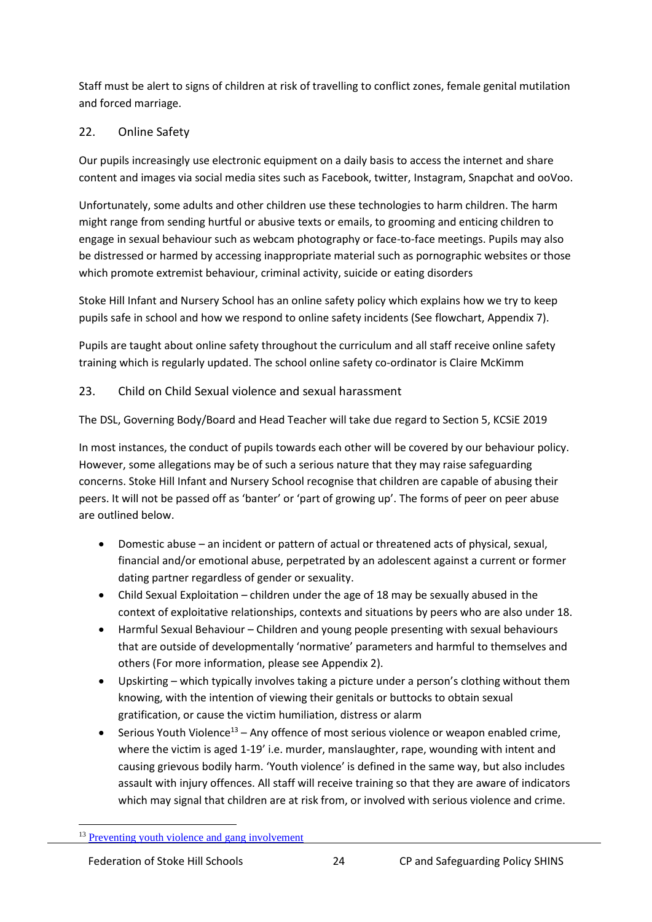Staff must be alert to signs of children at risk of travelling to conflict zones, female genital mutilation and forced marriage.

## 22. Online Safety

Our pupils increasingly use electronic equipment on a daily basis to access the internet and share content and images via social media sites such as Facebook, twitter, Instagram, Snapchat and ooVoo.

Unfortunately, some adults and other children use these technologies to harm children. The harm might range from sending hurtful or abusive texts or emails, to grooming and enticing children to engage in sexual behaviour such as webcam photography or face-to-face meetings. Pupils may also be distressed or harmed by accessing inappropriate material such as pornographic websites or those which promote extremist behaviour, criminal activity, suicide or eating disorders

Stoke Hill Infant and Nursery School has an online safety policy which explains how we try to keep pupils safe in school and how we respond to online safety incidents (See flowchart, Appendix 7).

Pupils are taught about online safety throughout the curriculum and all staff receive online safety training which is regularly updated. The school online safety co-ordinator is Claire McKimm

## 23. Child on Child Sexual violence and sexual harassment

The DSL, Governing Body/Board and Head Teacher will take due regard to Section 5, KCSiE 2019

In most instances, the conduct of pupils towards each other will be covered by our behaviour policy. However, some allegations may be of such a serious nature that they may raise safeguarding concerns. Stoke Hill Infant and Nursery School recognise that children are capable of abusing their peers. It will not be passed off as 'banter' or 'part of growing up'. The forms of peer on peer abuse are outlined below.

- Domestic abuse – an incident or pattern of actual or threatened acts of physical, sexual, financial and/or emotional abuse, perpetrated by an adolescent against a current or former dating partner regardless of gender or sexuality.
- Child Sexual Exploitation – children under the age of 18 may be sexually abused in the context of exploitative relationships, contexts and situations by peers who are also under 18.
- Harmful Sexual Behaviour – Children and young people presenting with sexual behaviours that are outside of developmentally 'normative' parameters and harmful to themselves and others (For more information, please see Appendix 2).
- Upskirting – which typically involves taking a picture under a person's clothing without them knowing, with the intention of viewing their genitals or buttocks to obtain sexual gratification, or cause the victim humiliation, distress or alarm
- Serious Youth Violence[13] – Any offence of most serious violence or weapon enabled crime, where the victim is aged 1-19' i.e. murder, manslaughter, rape, wounding with intent and causing grievous bodily harm. 'Youth violence' is defined in the same way, but also includes assault with injury offences. All staff will receive training so that they are aware of indicators which may signal that children are at risk from, or involved with serious violence and crime.

[13] Preventing youth violence and gang involvement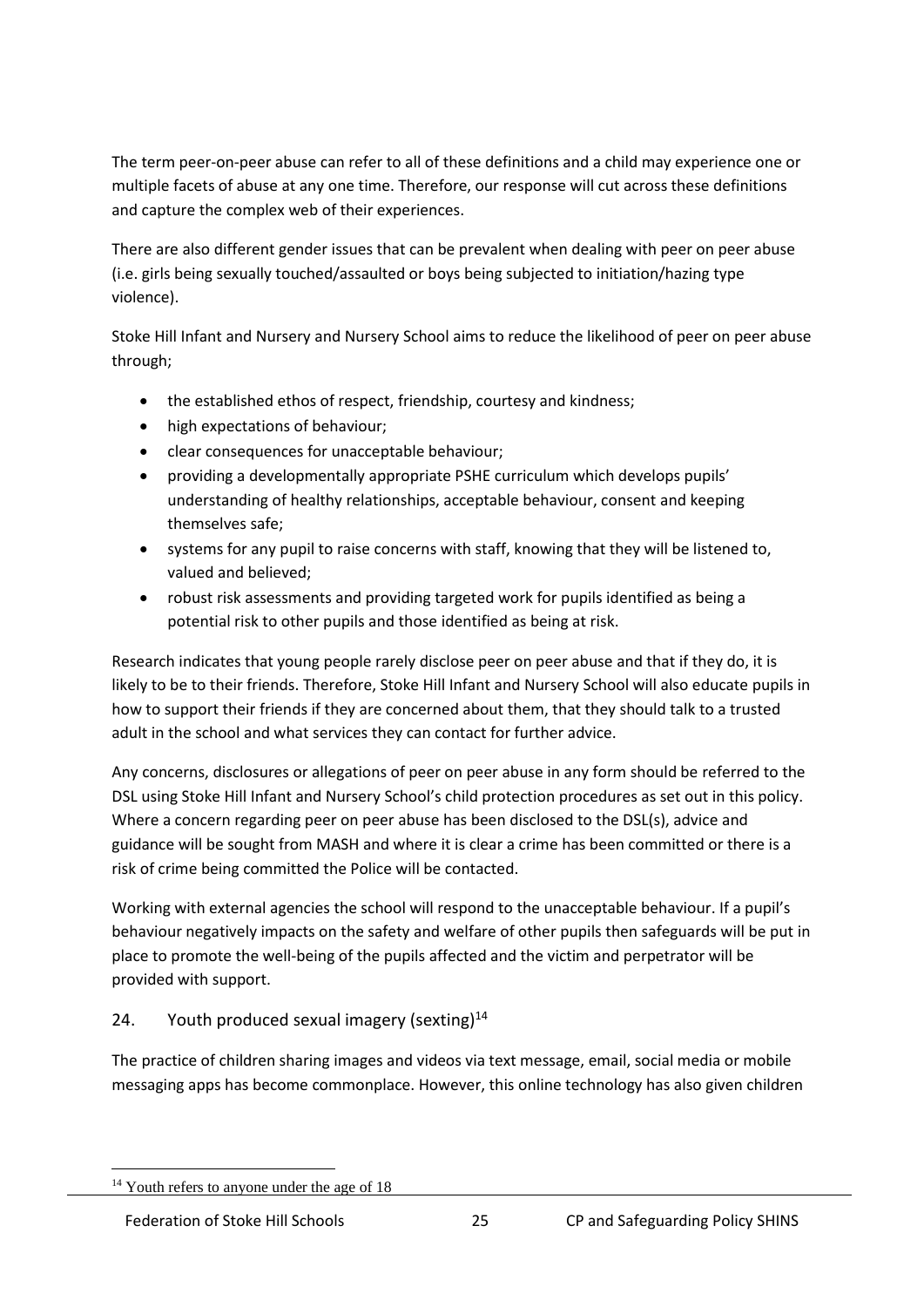The term peer-on-peer abuse can refer to all of these definitions and a child may experience one or multiple facets of abuse at any one time. Therefore, our response will cut across these definitions and capture the complex web of their experiences.

There are also different gender issues that can be prevalent when dealing with peer on peer abuse (i.e. girls being sexually touched/assaulted or boys being subjected to initiation/hazing type violence).

Stoke Hill Infant and Nursery and Nursery School aims to reduce the likelihood of peer on peer abuse through;

- the established ethos of respect, friendship, courtesy and kindness;
- high expectations of behaviour;
- clear consequences for unacceptable behaviour;
- providing a developmentally appropriate PSHE curriculum which develops pupils' understanding of healthy relationships, acceptable behaviour, consent and keeping themselves safe;
- systems for any pupil to raise concerns with staff, knowing that they will be listened to, valued and believed;
- robust risk assessments and providing targeted work for pupils identified as being a potential risk to other pupils and those identified as being at risk.

Research indicates that young people rarely disclose peer on peer abuse and that if they do, it is likely to be to their friends. Therefore, Stoke Hill Infant and Nursery School will also educate pupils in how to support their friends if they are concerned about them, that they should talk to a trusted adult in the school and what services they can contact for further advice.

Any concerns, disclosures or allegations of peer on peer abuse in any form should be referred to the DSL using Stoke Hill Infant and Nursery School's child protection procedures as set out in this policy. Where a concern regarding peer on peer abuse has been disclosed to the DSL(s), advice and guidance will be sought from MASH and where it is clear a crime has been committed or there is a risk of crime being committed the Police will be contacted.

Working with external agencies the school will respond to the unacceptable behaviour. If a pupil's behaviour negatively impacts on the safety and welfare of other pupils then safeguards will be put in place to promote the well-being of the pupils affected and the victim and perpetrator will be provided with support.

## 24. Youth produced sexual imagery (sexting)[14]

The practice of children sharing images and videos via text message, email, social media or mobile messaging apps has become commonplace. However, this online technology has also given children

[14] Youth refers to anyone under the age of 18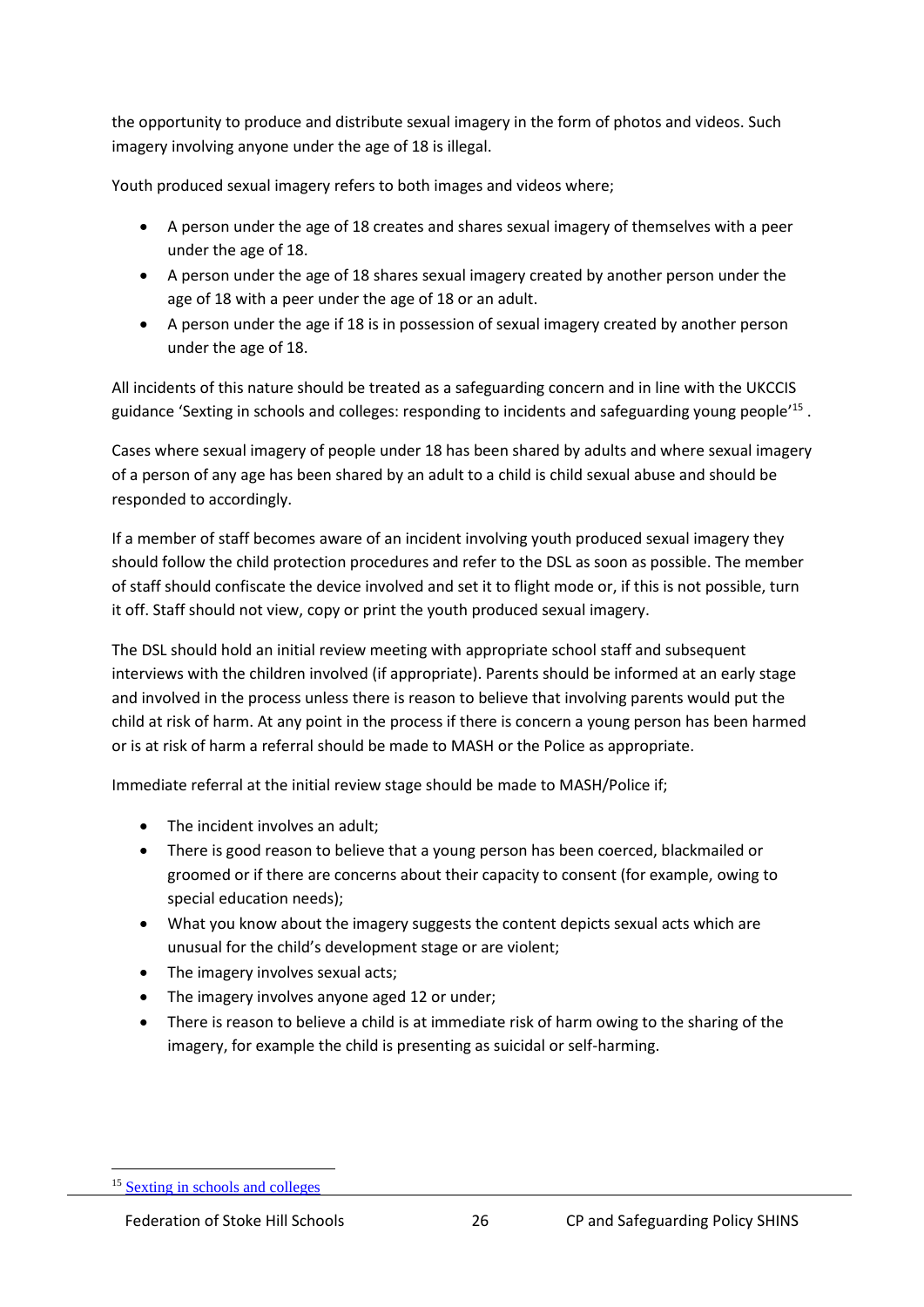the opportunity to produce and distribute sexual imagery in the form of photos and videos. Such imagery involving anyone under the age of 18 is illegal.

Youth produced sexual imagery refers to both images and videos where;

- A person under the age of 18 creates and shares sexual imagery of themselves with a peer under the age of 18.
- A person under the age of 18 shares sexual imagery created by another person under the age of 18 with a peer under the age of 18 or an adult.
- A person under the age if 18 is in possession of sexual imagery created by another person under the age of 18.

All incidents of this nature should be treated as a safeguarding concern and in line with the UKCCIS guidance 'Sexting in schools and colleges: responding to incidents and safeguarding young people'[15] .

Cases where sexual imagery of people under 18 has been shared by adults and where sexual imagery of a person of any age has been shared by an adult to a child is child sexual abuse and should be responded to accordingly.

If a member of staff becomes aware of an incident involving youth produced sexual imagery they should follow the child protection procedures and refer to the DSL as soon as possible. The member of staff should confiscate the device involved and set it to flight mode or, if this is not possible, turn it off. Staff should not view, copy or print the youth produced sexual imagery.

The DSL should hold an initial review meeting with appropriate school staff and subsequent interviews with the children involved (if appropriate). Parents should be informed at an early stage and involved in the process unless there is reason to believe that involving parents would put the child at risk of harm. At any point in the process if there is concern a young person has been harmed or is at risk of harm a referral should be made to MASH or the Police as appropriate.

Immediate referral at the initial review stage should be made to MASH/Police if;

- The incident involves an adult;
- There is good reason to believe that a young person has been coerced, blackmailed or groomed or if there are concerns about their capacity to consent (for example, owing to special education needs);
- What you know about the imagery suggests the content depicts sexual acts which are unusual for the child's development stage or are violent;
- The imagery involves sexual acts;
- The imagery involves anyone aged 12 or under;
- There is reason to believe a child is at immediate risk of harm owing to the sharing of the imagery, for example the child is presenting as suicidal or self-harming.

[15] Sexting in schools and colleges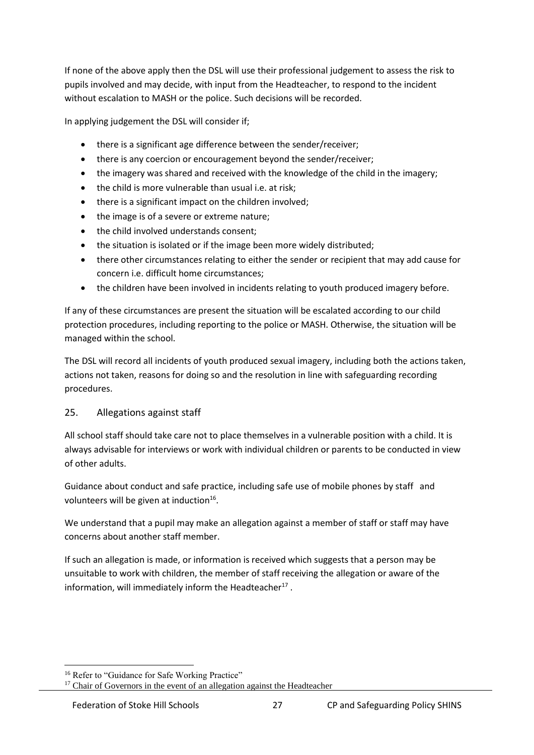If none of the above apply then the DSL will use their professional judgement to assess the risk to pupils involved and may decide, with input from the Headteacher, to respond to the incident without escalation to MASH or the police. Such decisions will be recorded.

In applying judgement the DSL will consider if;

- there is a significant age difference between the sender/receiver;
- there is any coercion or encouragement beyond the sender/receiver;
- the imagery was shared and received with the knowledge of the child in the imagery;
- the child is more vulnerable than usual i.e. at risk;
- there is a significant impact on the children involved;
- the image is of a severe or extreme nature;
- the child involved understands consent;
- the situation is isolated or if the image been more widely distributed;
- there other circumstances relating to either the sender or recipient that may add cause for concern i.e. difficult home circumstances;
- the children have been involved in incidents relating to youth produced imagery before.

If any of these circumstances are present the situation will be escalated according to our child protection procedures, including reporting to the police or MASH. Otherwise, the situation will be managed within the school.

The DSL will record all incidents of youth produced sexual imagery, including both the actions taken, actions not taken, reasons for doing so and the resolution in line with safeguarding recording procedures.

## 25. Allegations against staff

All school staff should take care not to place themselves in a vulnerable position with a child. It is always advisable for interviews or work with individual children or parents to be conducted in view of other adults.

Guidance about conduct and safe practice, including safe use of mobile phones by staff and volunteers will be given at induction[16].

We understand that a pupil may make an allegation against a member of staff or staff may have concerns about another staff member.

If such an allegation is made, or information is received which suggests that a person may be unsuitable to work with children, the member of staff receiving the allegation or aware of the information, will immediately inform the Headteacher[17] .

---

[16] Refer to "Guidance for Safe Working Practice"

[17] Chair of Governors in the event of an allegation against the Headteacher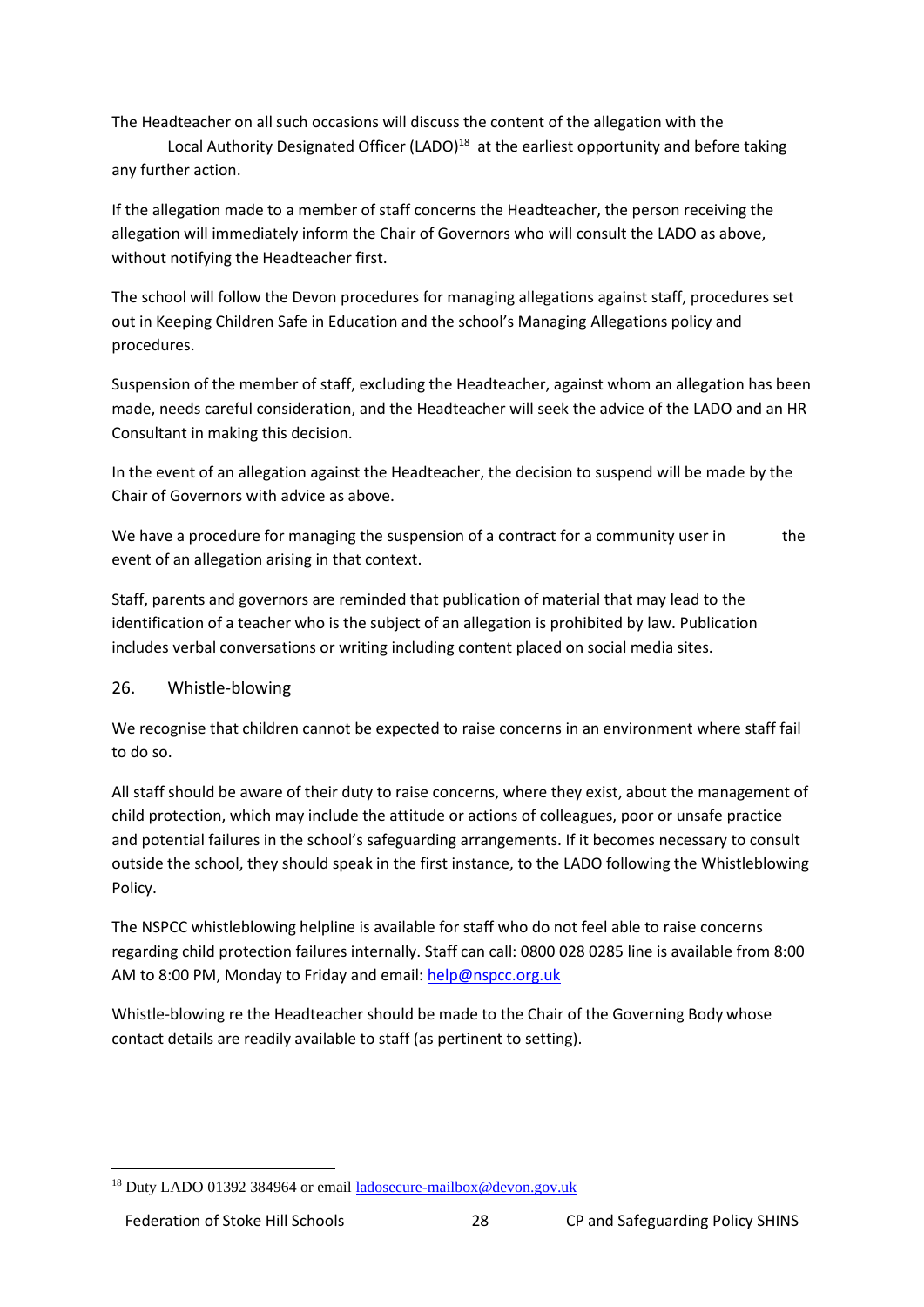The Headteacher on all such occasions will discuss the content of the allegation with the Local Authority Designated Officer (LADO)[18] at the earliest opportunity and before taking any further action.

If the allegation made to a member of staff concerns the Headteacher, the person receiving the allegation will immediately inform the Chair of Governors who will consult the LADO as above, without notifying the Headteacher first.

The school will follow the Devon procedures for managing allegations against staff, procedures set out in Keeping Children Safe in Education and the school's Managing Allegations policy and procedures.

Suspension of the member of staff, excluding the Headteacher, against whom an allegation has been made, needs careful consideration, and the Headteacher will seek the advice of the LADO and an HR Consultant in making this decision.

In the event of an allegation against the Headteacher, the decision to suspend will be made by the Chair of Governors with advice as above.

We have a procedure for managing the suspension of a contract for a community user in the event of an allegation arising in that context.

Staff, parents and governors are reminded that publication of material that may lead to the identification of a teacher who is the subject of an allegation is prohibited by law. Publication includes verbal conversations or writing including content placed on social media sites.

## 26. Whistle-blowing

We recognise that children cannot be expected to raise concerns in an environment where staff fail to do so.

All staff should be aware of their duty to raise concerns, where they exist, about the management of child protection, which may include the attitude or actions of colleagues, poor or unsafe practice and potential failures in the school's safeguarding arrangements. If it becomes necessary to consult outside the school, they should speak in the first instance, to the LADO following the Whistleblowing Policy.

The NSPCC whistleblowing helpline is available for staff who do not feel able to raise concerns regarding child protection failures internally. Staff can call: 0800 028 0285 line is available from 8:00 AM to 8:00 PM, Monday to Friday and email: help@nspcc.org.uk

Whistle-blowing re the Headteacher should be made to the Chair of the Governing Body whose contact details are readily available to staff (as pertinent to setting).

---

[18] Duty LADO 01392 384964 or email ladosecure-mailbox@devon.gov.uk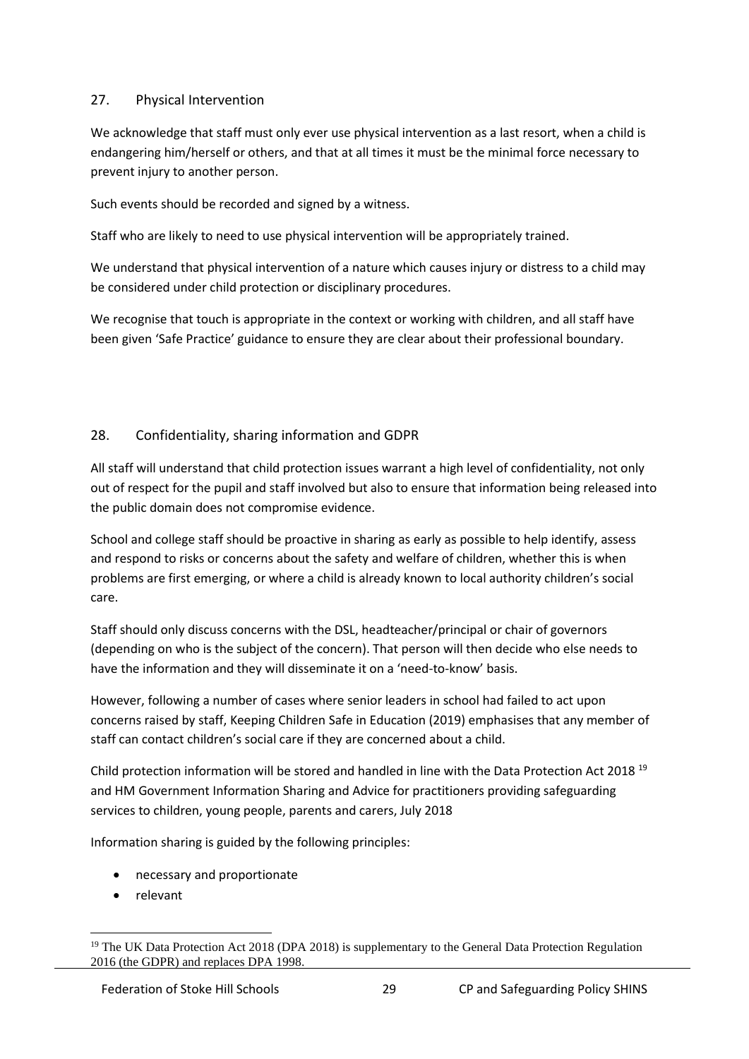## 27. Physical Intervention

We acknowledge that staff must only ever use physical intervention as a last resort, when a child is endangering him/herself or others, and that at all times it must be the minimal force necessary to prevent injury to another person.

Such events should be recorded and signed by a witness.

Staff who are likely to need to use physical intervention will be appropriately trained.

We understand that physical intervention of a nature which causes injury or distress to a child may be considered under child protection or disciplinary procedures.

We recognise that touch is appropriate in the context or working with children, and all staff have been given 'Safe Practice' guidance to ensure they are clear about their professional boundary.

## 28. Confidentiality, sharing information and GDPR

All staff will understand that child protection issues warrant a high level of confidentiality, not only out of respect for the pupil and staff involved but also to ensure that information being released into the public domain does not compromise evidence.

School and college staff should be proactive in sharing as early as possible to help identify, assess and respond to risks or concerns about the safety and welfare of children, whether this is when problems are first emerging, or where a child is already known to local authority children's social care.

Staff should only discuss concerns with the DSL, headteacher/principal or chair of governors (depending on who is the subject of the concern). That person will then decide who else needs to have the information and they will disseminate it on a 'need-to-know' basis.

However, following a number of cases where senior leaders in school had failed to act upon concerns raised by staff, Keeping Children Safe in Education (2019) emphasises that any member of staff can contact children's social care if they are concerned about a child.

Child protection information will be stored and handled in line with the Data Protection Act 2018 [19] and HM Government Information Sharing and Advice for practitioners providing safeguarding services to children, young people, parents and carers, July 2018

Information sharing is guided by the following principles:

- necessary and proportionate
- relevant

[19] The UK Data Protection Act 2018 (DPA 2018) is supplementary to the General Data Protection Regulation 2016 (the GDPR) and replaces DPA 1998.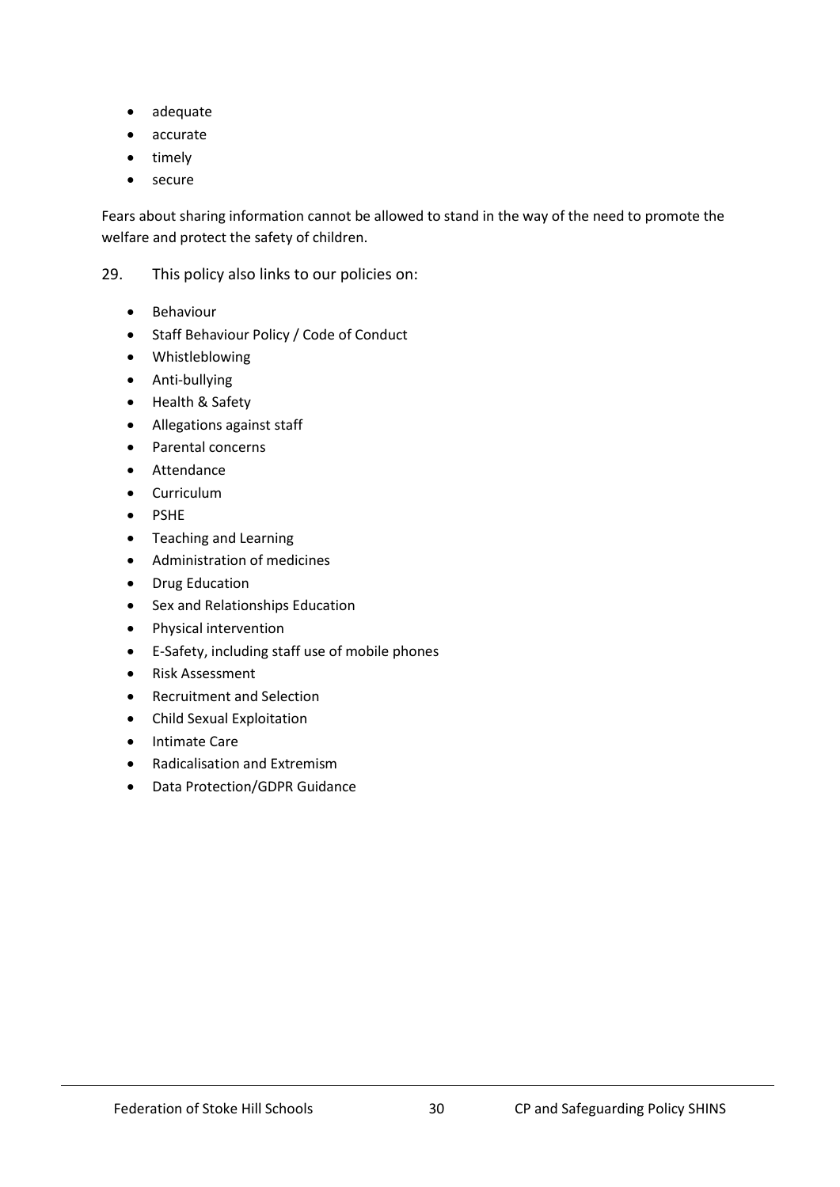- adequate
- accurate
- timely
- secure

Fears about sharing information cannot be allowed to stand in the way of the need to promote the welfare and protect the safety of children.

29. This policy also links to our policies on:

- Behaviour
- Staff Behaviour Policy / Code of Conduct
- Whistleblowing
- Anti-bullying
- Health & Safety
- Allegations against staff
- Parental concerns
- Attendance
- Curriculum
- PSHE
- Teaching and Learning
- Administration of medicines
- Drug Education
- Sex and Relationships Education
- Physical intervention
- E-Safety, including staff use of mobile phones
- Risk Assessment
- Recruitment and Selection
- Child Sexual Exploitation
- Intimate Care
- Radicalisation and Extremism
- Data Protection/GDPR Guidance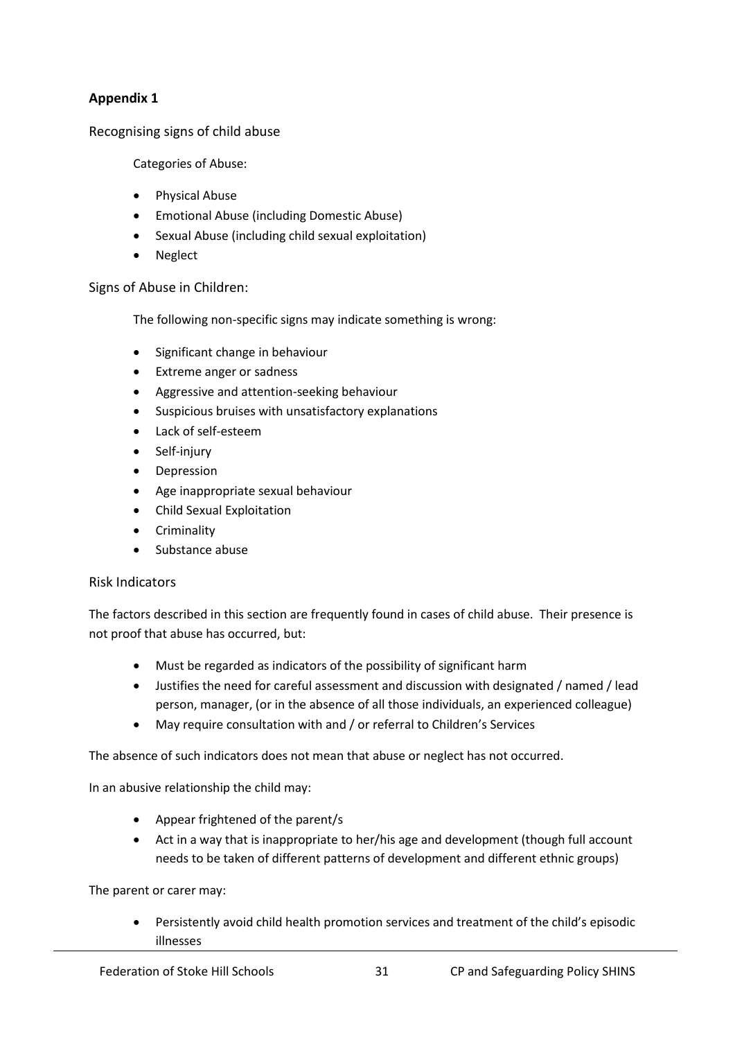**Appendix 1**

## Recognising signs of child abuse

Categories of Abuse:

- Physical Abuse
- Emotional Abuse (including Domestic Abuse)
- Sexual Abuse (including child sexual exploitation)
- Neglect

## Signs of Abuse in Children:

The following non-specific signs may indicate something is wrong:

- Significant change in behaviour
- Extreme anger or sadness
- Aggressive and attention-seeking behaviour
- Suspicious bruises with unsatisfactory explanations
- Lack of self-esteem
- Self-injury
- Depression
- Age inappropriate sexual behaviour
- Child Sexual Exploitation
- Criminality
- Substance abuse

## Risk Indicators

The factors described in this section are frequently found in cases of child abuse. Their presence is not proof that abuse has occurred, but:

- Must be regarded as indicators of the possibility of significant harm
- Justifies the need for careful assessment and discussion with designated / named / lead person, manager, (or in the absence of all those individuals, an experienced colleague)
- May require consultation with and / or referral to Children's Services

The absence of such indicators does not mean that abuse or neglect has not occurred.

In an abusive relationship the child may:

- Appear frightened of the parent/s
- Act in a way that is inappropriate to her/his age and development (though full account needs to be taken of different patterns of development and different ethnic groups)

The parent or carer may:

- Persistently avoid child health promotion services and treatment of the child's episodic illnesses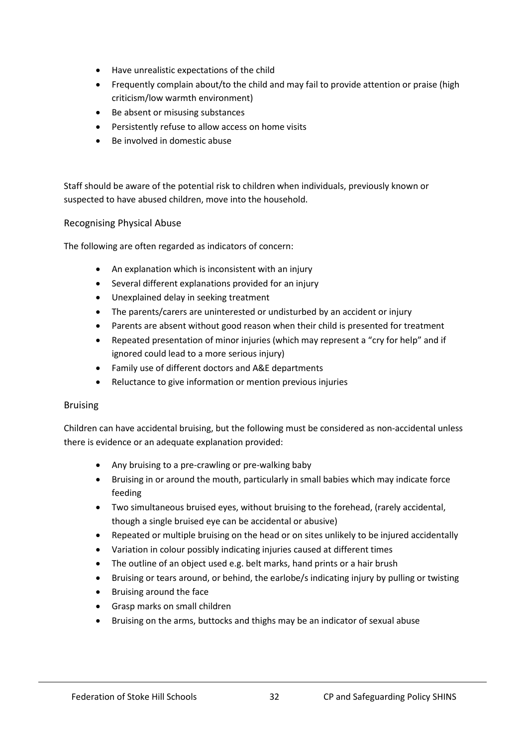- Have unrealistic expectations of the child
- Frequently complain about/to the child and may fail to provide attention or praise (high criticism/low warmth environment)
- Be absent or misusing substances
- Persistently refuse to allow access on home visits
- Be involved in domestic abuse

Staff should be aware of the potential risk to children when individuals, previously known or suspected to have abused children, move into the household.

### Recognising Physical Abuse

The following are often regarded as indicators of concern:

- An explanation which is inconsistent with an injury
- Several different explanations provided for an injury
- Unexplained delay in seeking treatment
- The parents/carers are uninterested or undisturbed by an accident or injury
- Parents are absent without good reason when their child is presented for treatment
- Repeated presentation of minor injuries (which may represent a "cry for help" and if ignored could lead to a more serious injury)
- Family use of different doctors and A&E departments
- Reluctance to give information or mention previous injuries

### Bruising

Children can have accidental bruising, but the following must be considered as non-accidental unless there is evidence or an adequate explanation provided:

- Any bruising to a pre-crawling or pre-walking baby
- Bruising in or around the mouth, particularly in small babies which may indicate force feeding
- Two simultaneous bruised eyes, without bruising to the forehead, (rarely accidental, though a single bruised eye can be accidental or abusive)
- Repeated or multiple bruising on the head or on sites unlikely to be injured accidentally
- Variation in colour possibly indicating injuries caused at different times
- The outline of an object used e.g. belt marks, hand prints or a hair brush
- Bruising or tears around, or behind, the earlobe/s indicating injury by pulling or twisting
- Bruising around the face
- Grasp marks on small children
- Bruising on the arms, buttocks and thighs may be an indicator of sexual abuse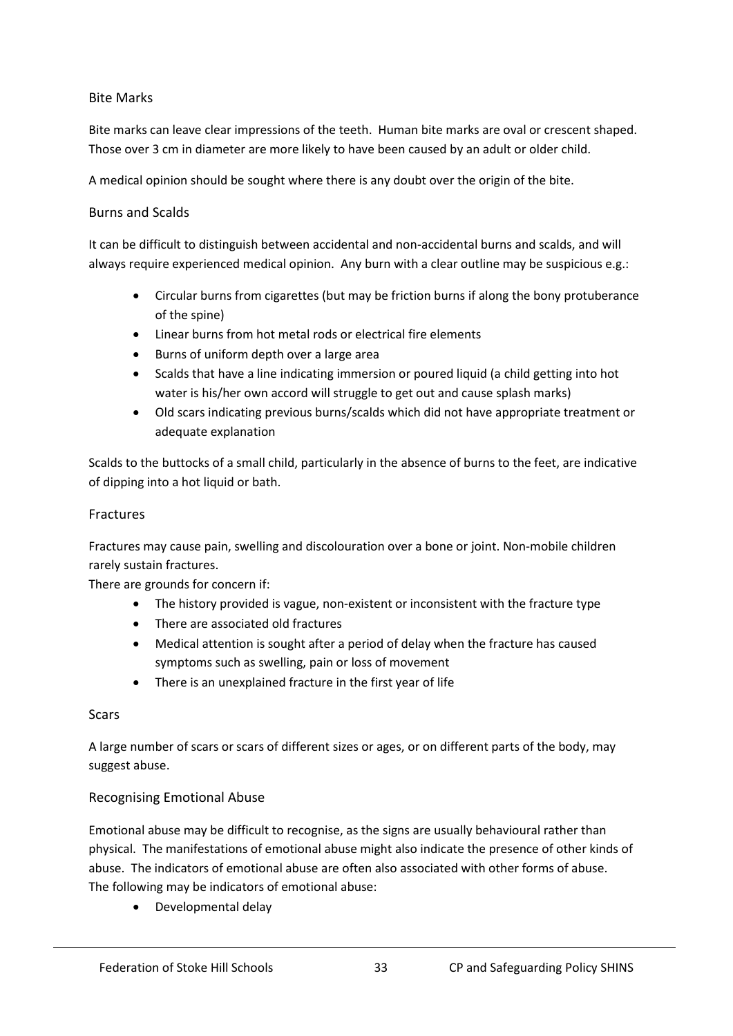### Bite Marks

Bite marks can leave clear impressions of the teeth. Human bite marks are oval or crescent shaped. Those over 3 cm in diameter are more likely to have been caused by an adult or older child.

A medical opinion should be sought where there is any doubt over the origin of the bite.

### Burns and Scalds

It can be difficult to distinguish between accidental and non-accidental burns and scalds, and will always require experienced medical opinion. Any burn with a clear outline may be suspicious e.g.:

- Circular burns from cigarettes (but may be friction burns if along the bony protuberance of the spine)
- Linear burns from hot metal rods or electrical fire elements
- Burns of uniform depth over a large area
- Scalds that have a line indicating immersion or poured liquid (a child getting into hot water is his/her own accord will struggle to get out and cause splash marks)
- Old scars indicating previous burns/scalds which did not have appropriate treatment or adequate explanation

Scalds to the buttocks of a small child, particularly in the absence of burns to the feet, are indicative of dipping into a hot liquid or bath.

### Fractures

Fractures may cause pain, swelling and discolouration over a bone or joint. Non-mobile children rarely sustain fractures.
There are grounds for concern if:

- The history provided is vague, non-existent or inconsistent with the fracture type
- There are associated old fractures
- Medical attention is sought after a period of delay when the fracture has caused symptoms such as swelling, pain or loss of movement
- There is an unexplained fracture in the first year of life

### Scars

A large number of scars or scars of different sizes or ages, or on different parts of the body, may suggest abuse.

### Recognising Emotional Abuse

Emotional abuse may be difficult to recognise, as the signs are usually behavioural rather than physical. The manifestations of emotional abuse might also indicate the presence of other kinds of abuse. The indicators of emotional abuse are often also associated with other forms of abuse.
The following may be indicators of emotional abuse:

- Developmental delay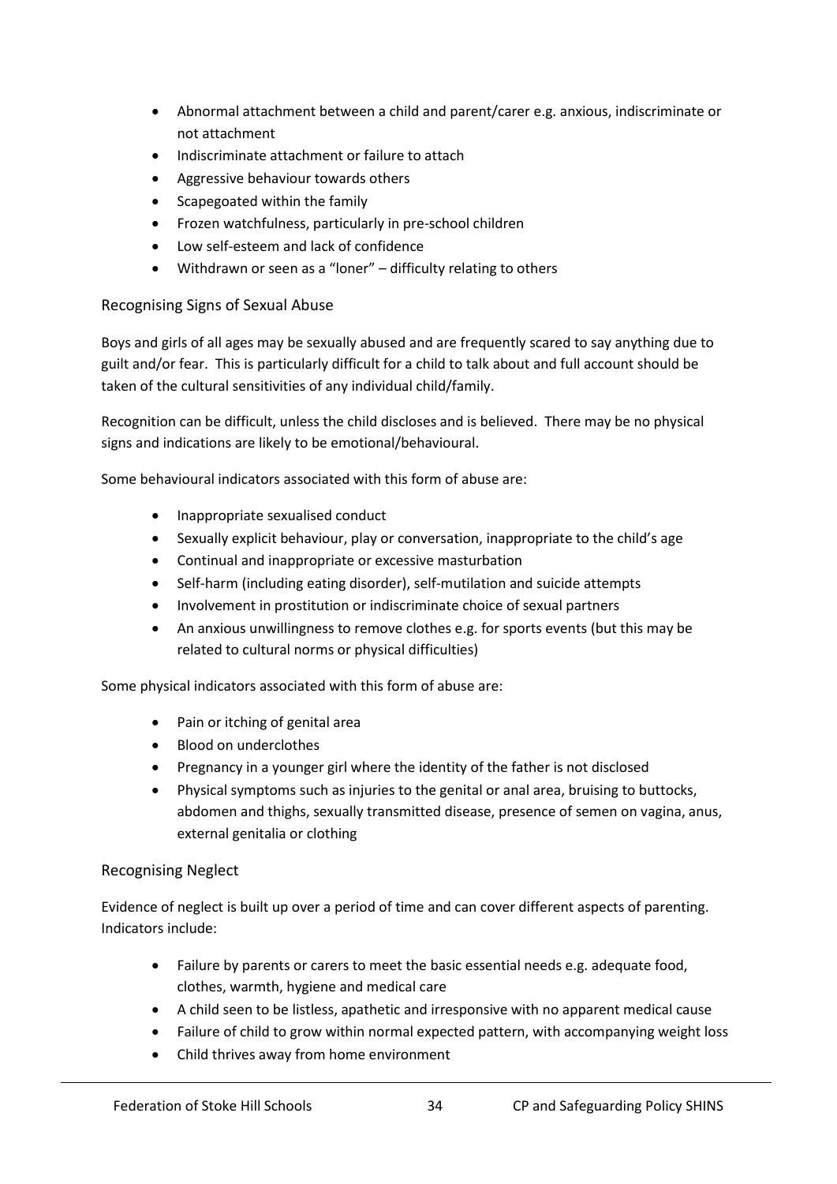- Abnormal attachment between a child and parent/carer e.g. anxious, indiscriminate or not attachment
- Indiscriminate attachment or failure to attach
- Aggressive behaviour towards others
- Scapegoated within the family
- Frozen watchfulness, particularly in pre-school children
- Low self-esteem and lack of confidence
- Withdrawn or seen as a "loner" – difficulty relating to others

### Recognising Signs of Sexual Abuse

Boys and girls of all ages may be sexually abused and are frequently scared to say anything due to guilt and/or fear. This is particularly difficult for a child to talk about and full account should be taken of the cultural sensitivities of any individual child/family.

Recognition can be difficult, unless the child discloses and is believed. There may be no physical signs and indications are likely to be emotional/behavioural.

Some behavioural indicators associated with this form of abuse are:

- Inappropriate sexualised conduct
- Sexually explicit behaviour, play or conversation, inappropriate to the child's age
- Continual and inappropriate or excessive masturbation
- Self-harm (including eating disorder), self-mutilation and suicide attempts
- Involvement in prostitution or indiscriminate choice of sexual partners
- An anxious unwillingness to remove clothes e.g. for sports events (but this may be related to cultural norms or physical difficulties)

Some physical indicators associated with this form of abuse are:

- Pain or itching of genital area
- Blood on underclothes
- Pregnancy in a younger girl where the identity of the father is not disclosed
- Physical symptoms such as injuries to the genital or anal area, bruising to buttocks, abdomen and thighs, sexually transmitted disease, presence of semen on vagina, anus, external genitalia or clothing

### Recognising Neglect

Evidence of neglect is built up over a period of time and can cover different aspects of parenting. Indicators include:

- Failure by parents or carers to meet the basic essential needs e.g. adequate food, clothes, warmth, hygiene and medical care
- A child seen to be listless, apathetic and irresponsive with no apparent medical cause
- Failure of child to grow within normal expected pattern, with accompanying weight loss
- Child thrives away from home environment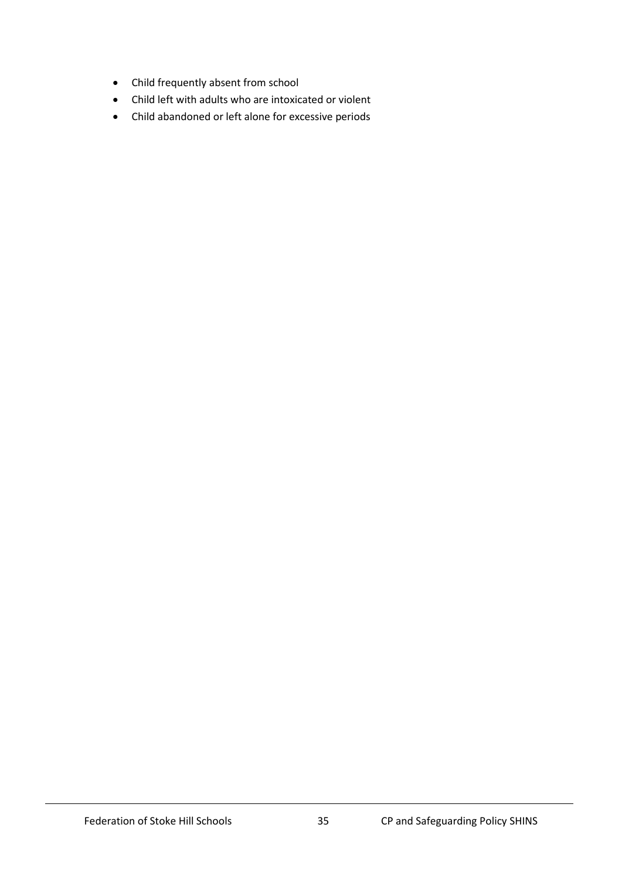- Child frequently absent from school
- Child left with adults who are intoxicated or violent
- Child abandoned or left alone for excessive periods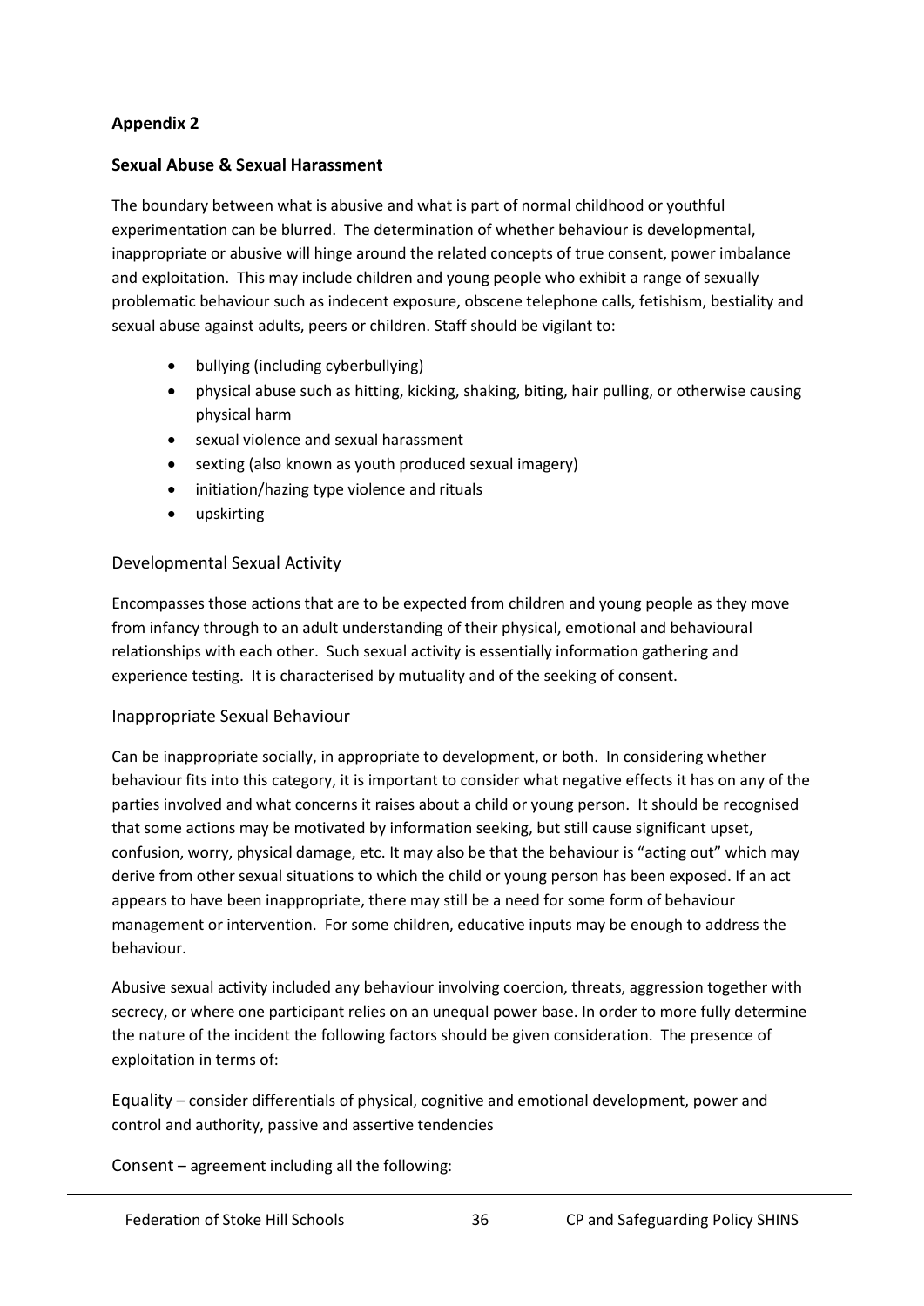**Appendix 2**

**Sexual Abuse & Sexual Harassment**

The boundary between what is abusive and what is part of normal childhood or youthful experimentation can be blurred. The determination of whether behaviour is developmental, inappropriate or abusive will hinge around the related concepts of true consent, power imbalance and exploitation. This may include children and young people who exhibit a range of sexually problematic behaviour such as indecent exposure, obscene telephone calls, fetishism, bestiality and sexual abuse against adults, peers or children. Staff should be vigilant to:

- bullying (including cyberbullying)
- physical abuse such as hitting, kicking, shaking, biting, hair pulling, or otherwise causing physical harm
- sexual violence and sexual harassment
- sexting (also known as youth produced sexual imagery)
- initiation/hazing type violence and rituals
- upskirting

### Developmental Sexual Activity

Encompasses those actions that are to be expected from children and young people as they move from infancy through to an adult understanding of their physical, emotional and behavioural relationships with each other. Such sexual activity is essentially information gathering and experience testing. It is characterised by mutuality and of the seeking of consent.

### Inappropriate Sexual Behaviour

Can be inappropriate socially, in appropriate to development, or both. In considering whether behaviour fits into this category, it is important to consider what negative effects it has on any of the parties involved and what concerns it raises about a child or young person. It should be recognised that some actions may be motivated by information seeking, but still cause significant upset, confusion, worry, physical damage, etc. It may also be that the behaviour is "acting out" which may derive from other sexual situations to which the child or young person has been exposed. If an act appears to have been inappropriate, there may still be a need for some form of behaviour management or intervention. For some children, educative inputs may be enough to address the behaviour.

Abusive sexual activity included any behaviour involving coercion, threats, aggression together with secrecy, or where one participant relies on an unequal power base. In order to more fully determine the nature of the incident the following factors should be given consideration. The presence of exploitation in terms of:

Equality – consider differentials of physical, cognitive and emotional development, power and control and authority, passive and assertive tendencies

Consent – agreement including all the following: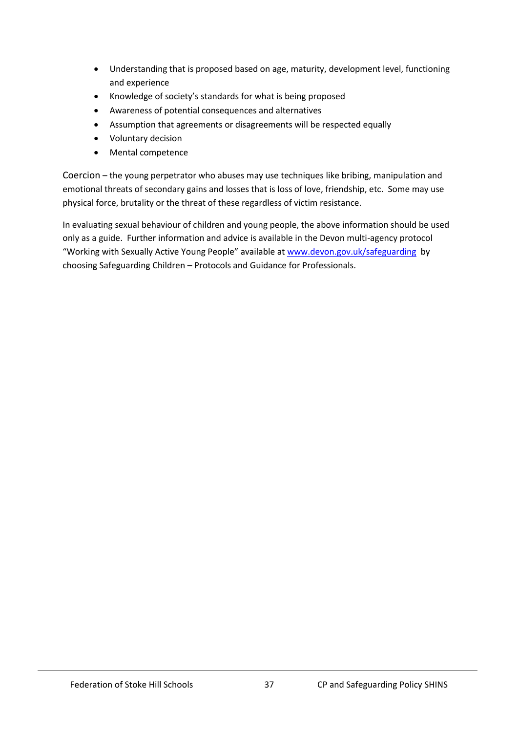- Understanding that is proposed based on age, maturity, development level, functioning and experience
- Knowledge of society's standards for what is being proposed
- Awareness of potential consequences and alternatives
- Assumption that agreements or disagreements will be respected equally
- Voluntary decision
- Mental competence

Coercion – the young perpetrator who abuses may use techniques like bribing, manipulation and emotional threats of secondary gains and losses that is loss of love, friendship, etc. Some may use physical force, brutality or the threat of these regardless of victim resistance.

In evaluating sexual behaviour of children and young people, the above information should be used only as a guide. Further information and advice is available in the Devon multi-agency protocol "Working with Sexually Active Young People" available at [www.devon.gov.uk/safeguarding](http://www.devon.gov.uk/safeguarding) by choosing Safeguarding Children – Protocols and Guidance for Professionals.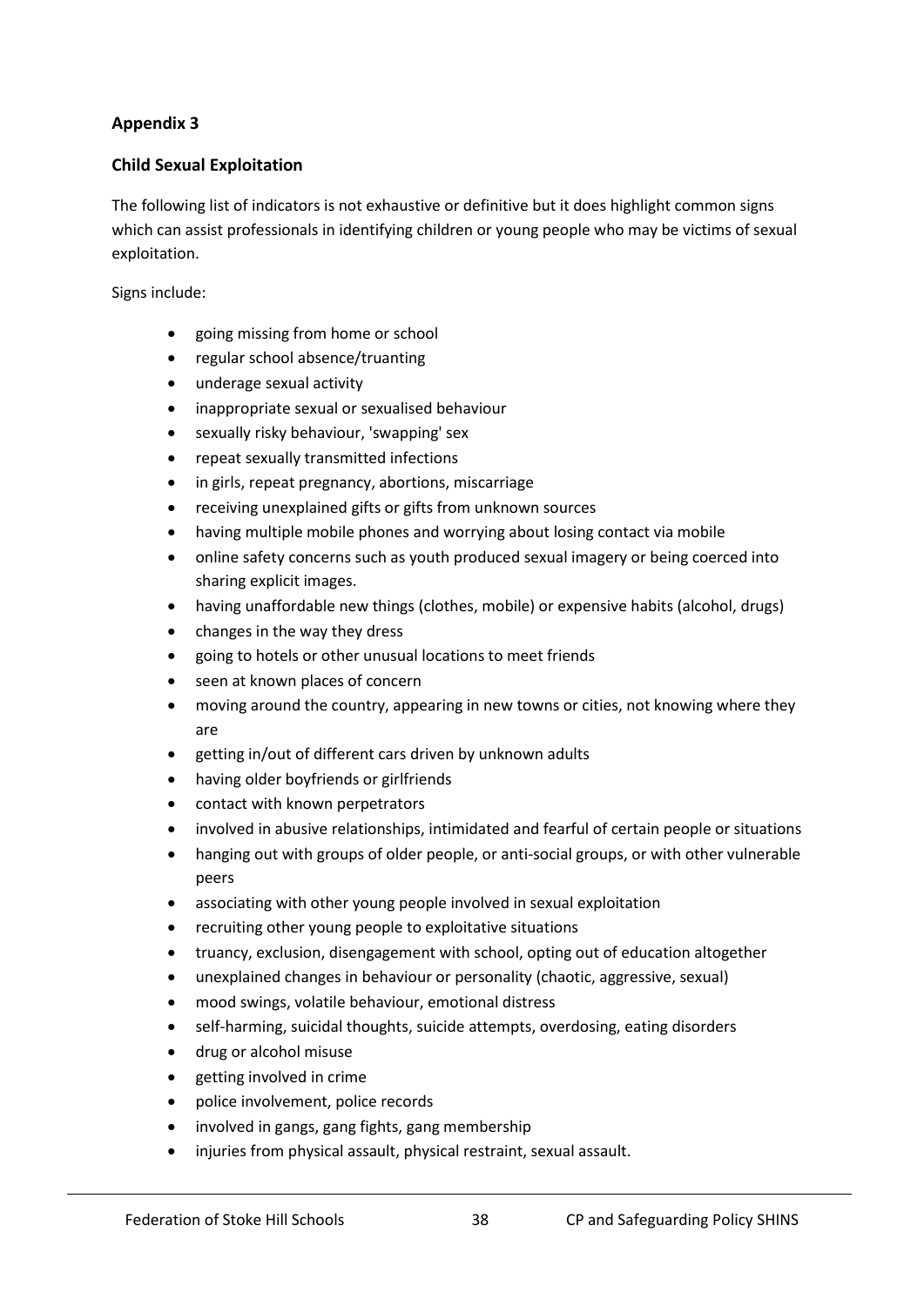**Appendix 3**

**Child Sexual Exploitation**

The following list of indicators is not exhaustive or definitive but it does highlight common signs which can assist professionals in identifying children or young people who may be victims of sexual exploitation.

Signs include:

- going missing from home or school
- regular school absence/truanting
- underage sexual activity
- inappropriate sexual or sexualised behaviour
- sexually risky behaviour, 'swapping' sex
- repeat sexually transmitted infections
- in girls, repeat pregnancy, abortions, miscarriage
- receiving unexplained gifts or gifts from unknown sources
- having multiple mobile phones and worrying about losing contact via mobile
- online safety concerns such as youth produced sexual imagery or being coerced into sharing explicit images.
- having unaffordable new things (clothes, mobile) or expensive habits (alcohol, drugs)
- changes in the way they dress
- going to hotels or other unusual locations to meet friends
- seen at known places of concern
- moving around the country, appearing in new towns or cities, not knowing where they are
- getting in/out of different cars driven by unknown adults
- having older boyfriends or girlfriends
- contact with known perpetrators
- involved in abusive relationships, intimidated and fearful of certain people or situations
- hanging out with groups of older people, or anti-social groups, or with other vulnerable peers
- associating with other young people involved in sexual exploitation
- recruiting other young people to exploitative situations
- truancy, exclusion, disengagement with school, opting out of education altogether
- unexplained changes in behaviour or personality (chaotic, aggressive, sexual)
- mood swings, volatile behaviour, emotional distress
- self-harming, suicidal thoughts, suicide attempts, overdosing, eating disorders
- drug or alcohol misuse
- getting involved in crime
- police involvement, police records
- involved in gangs, gang fights, gang membership
- injuries from physical assault, physical restraint, sexual assault.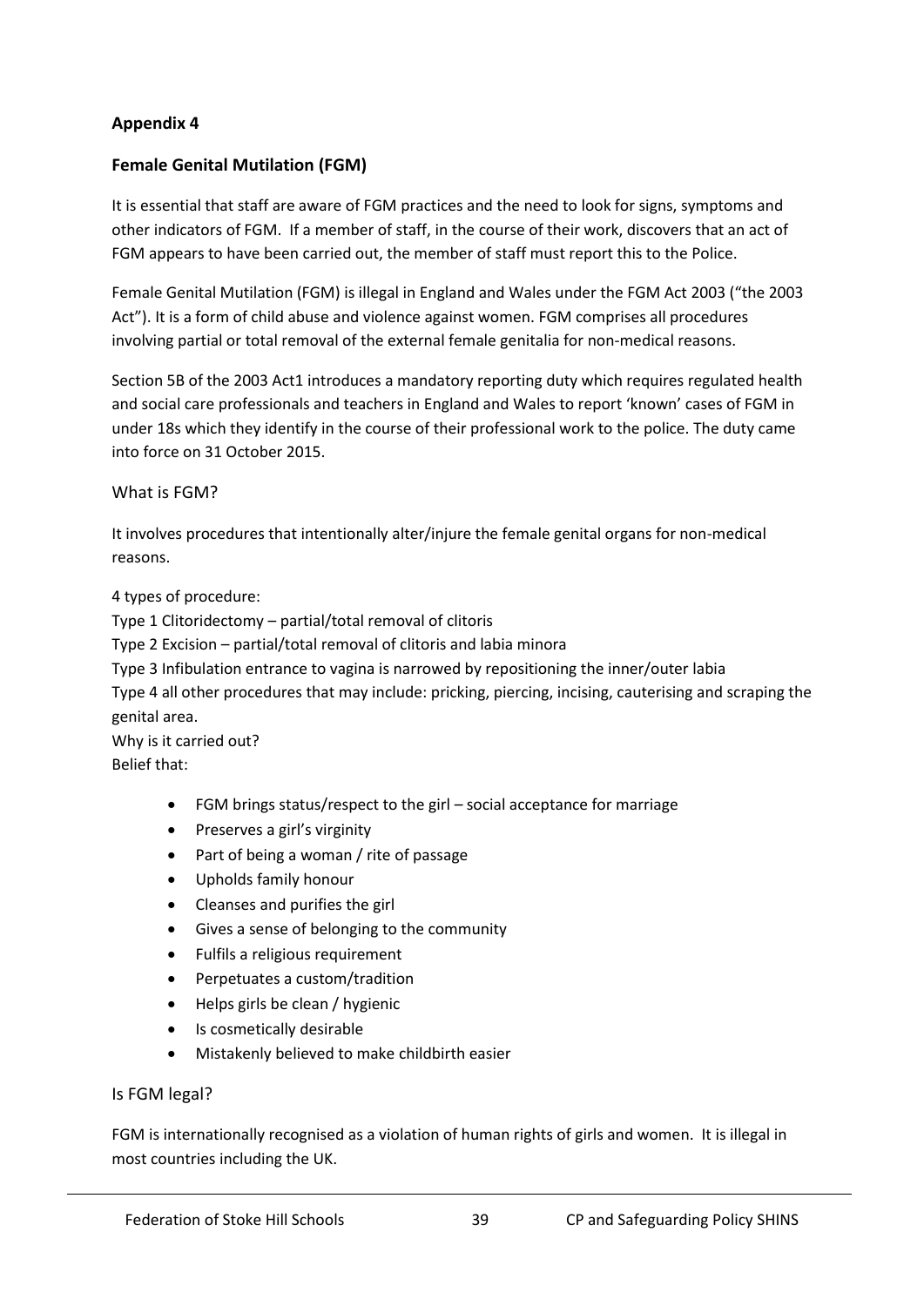## Appendix 4

## Female Genital Mutilation (FGM)

It is essential that staff are aware of FGM practices and the need to look for signs, symptoms and other indicators of FGM. If a member of staff, in the course of their work, discovers that an act of FGM appears to have been carried out, the member of staff must report this to the Police.

Female Genital Mutilation (FGM) is illegal in England and Wales under the FGM Act 2003 ("the 2003 Act"). It is a form of child abuse and violence against women. FGM comprises all procedures involving partial or total removal of the external female genitalia for non-medical reasons.

Section 5B of the 2003 Act1 introduces a mandatory reporting duty which requires regulated health and social care professionals and teachers in England and Wales to report 'known' cases of FGM in under 18s which they identify in the course of their professional work to the police. The duty came into force on 31 October 2015.

### What is FGM?

It involves procedures that intentionally alter/injure the female genital organs for non-medical reasons.

4 types of procedure:
Type 1 Clitoridectomy – partial/total removal of clitoris
Type 2 Excision – partial/total removal of clitoris and labia minora
Type 3 Infibulation entrance to vagina is narrowed by repositioning the inner/outer labia
Type 4 all other procedures that may include: pricking, piercing, incising, cauterising and scraping the genital area.
Why is it carried out?
Belief that:

- FGM brings status/respect to the girl – social acceptance for marriage
- Preserves a girl's virginity
- Part of being a woman / rite of passage
- Upholds family honour
- Cleanses and purifies the girl
- Gives a sense of belonging to the community
- Fulfils a religious requirement
- Perpetuates a custom/tradition
- Helps girls be clean / hygienic
- Is cosmetically desirable
- Mistakenly believed to make childbirth easier

### Is FGM legal?

FGM is internationally recognised as a violation of human rights of girls and women. It is illegal in most countries including the UK.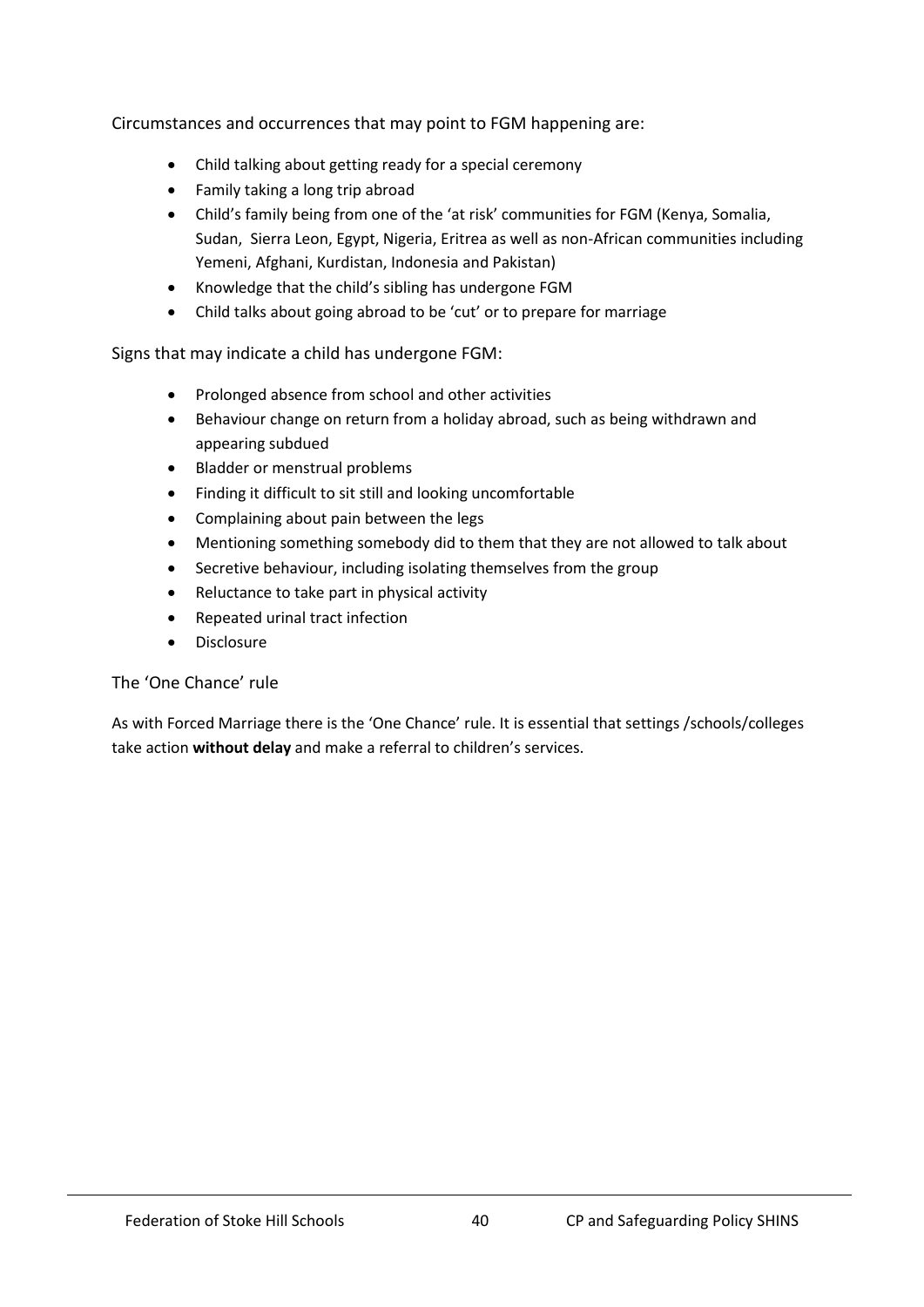Circumstances and occurrences that may point to FGM happening are:

- Child talking about getting ready for a special ceremony
- Family taking a long trip abroad
- Child's family being from one of the 'at risk' communities for FGM (Kenya, Somalia, Sudan, Sierra Leon, Egypt, Nigeria, Eritrea as well as non-African communities including Yemeni, Afghani, Kurdistan, Indonesia and Pakistan)
- Knowledge that the child's sibling has undergone FGM
- Child talks about going abroad to be 'cut' or to prepare for marriage

Signs that may indicate a child has undergone FGM:

- Prolonged absence from school and other activities
- Behaviour change on return from a holiday abroad, such as being withdrawn and appearing subdued
- Bladder or menstrual problems
- Finding it difficult to sit still and looking uncomfortable
- Complaining about pain between the legs
- Mentioning something somebody did to them that they are not allowed to talk about
- Secretive behaviour, including isolating themselves from the group
- Reluctance to take part in physical activity
- Repeated urinal tract infection
- Disclosure

The 'One Chance' rule

As with Forced Marriage there is the 'One Chance' rule. It is essential that settings /schools/colleges take action **without delay** and make a referral to children's services.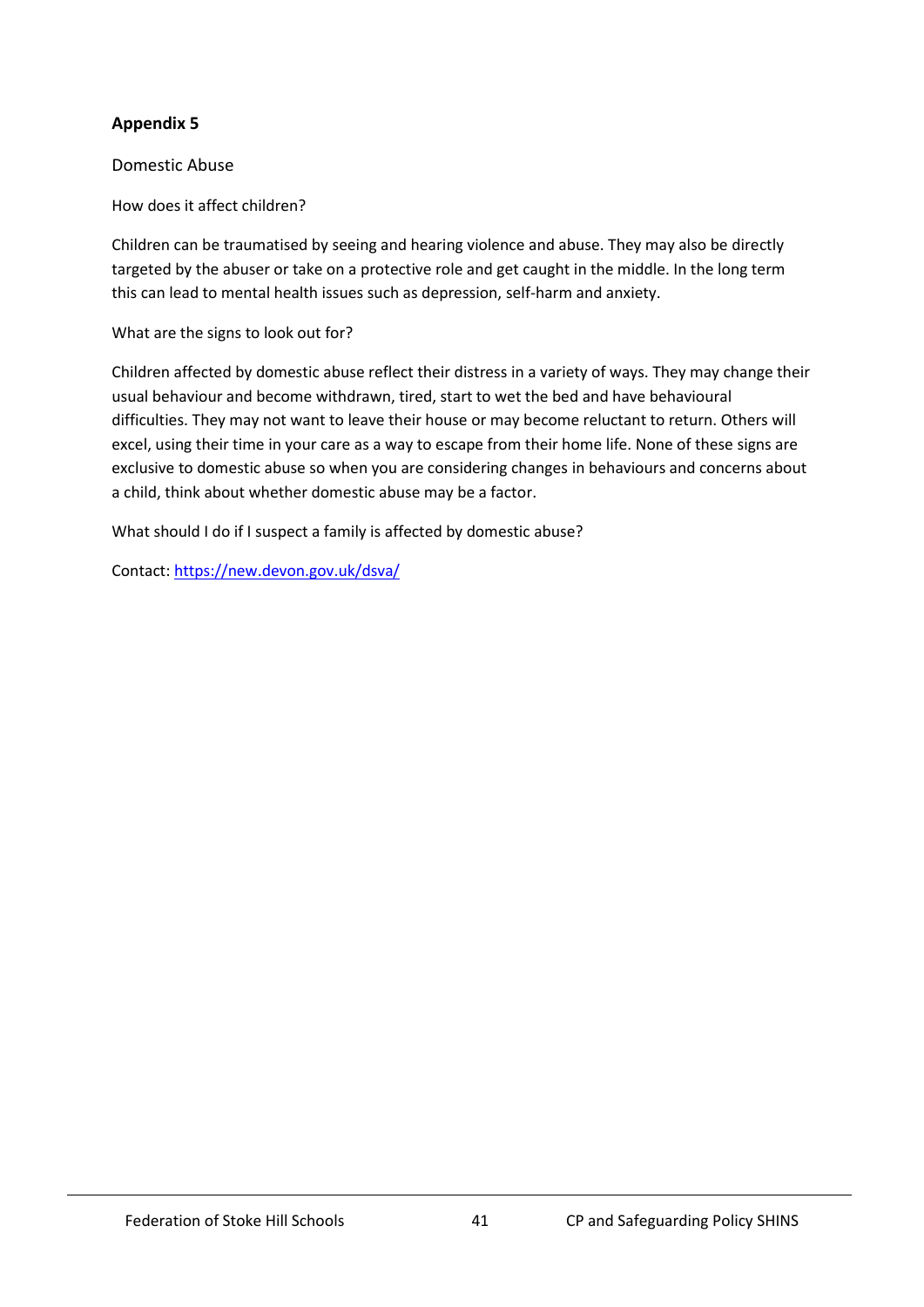**Appendix 5**

Domestic Abuse

How does it affect children?

Children can be traumatised by seeing and hearing violence and abuse. They may also be directly targeted by the abuser or take on a protective role and get caught in the middle. In the long term this can lead to mental health issues such as depression, self-harm and anxiety.

What are the signs to look out for?

Children affected by domestic abuse reflect their distress in a variety of ways. They may change their usual behaviour and become withdrawn, tired, start to wet the bed and have behavioural difficulties. They may not want to leave their house or may become reluctant to return. Others will excel, using their time in your care as a way to escape from their home life. None of these signs are exclusive to domestic abuse so when you are considering changes in behaviours and concerns about a child, think about whether domestic abuse may be a factor.

What should I do if I suspect a family is affected by domestic abuse?

Contact: [https://new.devon.gov.uk/dsva/](https://new.devon.gov.uk/dsva/)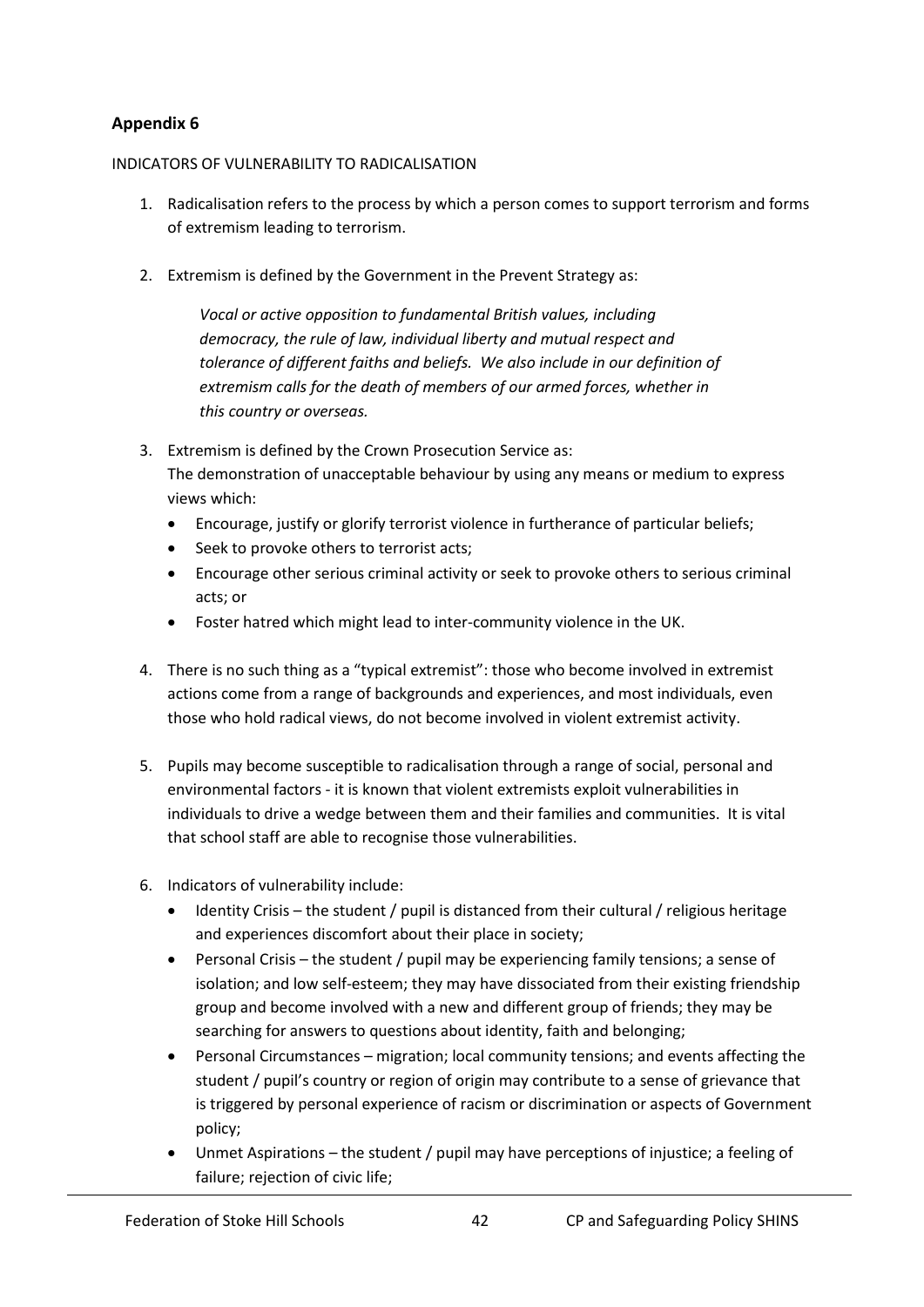## Appendix 6

INDICATORS OF VULNERABILITY TO RADICALISATION

1. Radicalisation refers to the process by which a person comes to support terrorism and forms of extremism leading to terrorism.

2. Extremism is defined by the Government in the Prevent Strategy as:

   *Vocal or active opposition to fundamental British values, including democracy, the rule of law, individual liberty and mutual respect and tolerance of different faiths and beliefs. We also include in our definition of extremism calls for the death of members of our armed forces, whether in this country or overseas.*

3. Extremism is defined by the Crown Prosecution Service as:
   The demonstration of unacceptable behaviour by using any means or medium to express views which:
   - Encourage, justify or glorify terrorist violence in furtherance of particular beliefs;
   - Seek to provoke others to terrorist acts;
   - Encourage other serious criminal activity or seek to provoke others to serious criminal acts; or
   - Foster hatred which might lead to inter-community violence in the UK.

4. There is no such thing as a "typical extremist": those who become involved in extremist actions come from a range of backgrounds and experiences, and most individuals, even those who hold radical views, do not become involved in violent extremist activity.

5. Pupils may become susceptible to radicalisation through a range of social, personal and environmental factors - it is known that violent extremists exploit vulnerabilities in individuals to drive a wedge between them and their families and communities. It is vital that school staff are able to recognise those vulnerabilities.

6. Indicators of vulnerability include:
   - Identity Crisis – the student / pupil is distanced from their cultural / religious heritage and experiences discomfort about their place in society;
   - Personal Crisis – the student / pupil may be experiencing family tensions; a sense of isolation; and low self-esteem; they may have dissociated from their existing friendship group and become involved with a new and different group of friends; they may be searching for answers to questions about identity, faith and belonging;
   - Personal Circumstances – migration; local community tensions; and events affecting the student / pupil's country or region of origin may contribute to a sense of grievance that is triggered by personal experience of racism or discrimination or aspects of Government policy;
   - Unmet Aspirations – the student / pupil may have perceptions of injustice; a feeling of failure; rejection of civic life;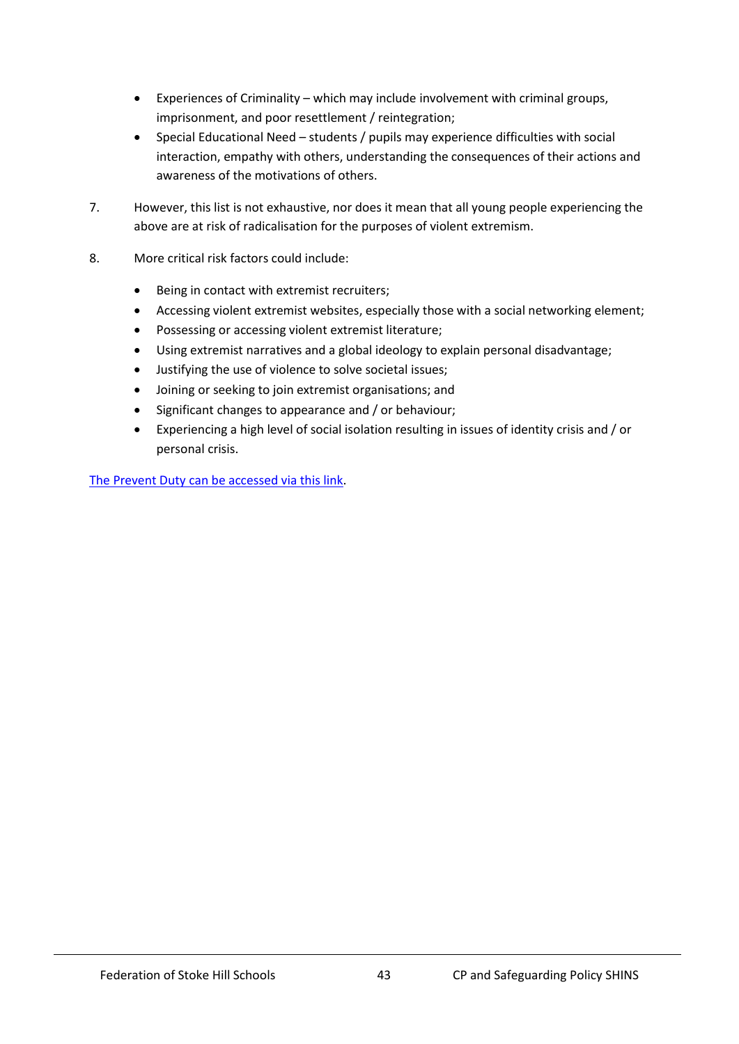- Experiences of Criminality – which may include involvement with criminal groups, imprisonment, and poor resettlement / reintegration;
- Special Educational Need – students / pupils may experience difficulties with social interaction, empathy with others, understanding the consequences of their actions and awareness of the motivations of others.

7. However, this list is not exhaustive, nor does it mean that all young people experiencing the above are at risk of radicalisation for the purposes of violent extremism.

8. More critical risk factors could include:

   - Being in contact with extremist recruiters;
   - Accessing violent extremist websites, especially those with a social networking element;
   - Possessing or accessing violent extremist literature;
   - Using extremist narratives and a global ideology to explain personal disadvantage;
   - Justifying the use of violence to solve societal issues;
   - Joining or seeking to join extremist organisations; and
   - Significant changes to appearance and / or behaviour;
   - Experiencing a high level of social isolation resulting in issues of identity crisis and / or personal crisis.

The Prevent Duty can be accessed via this link.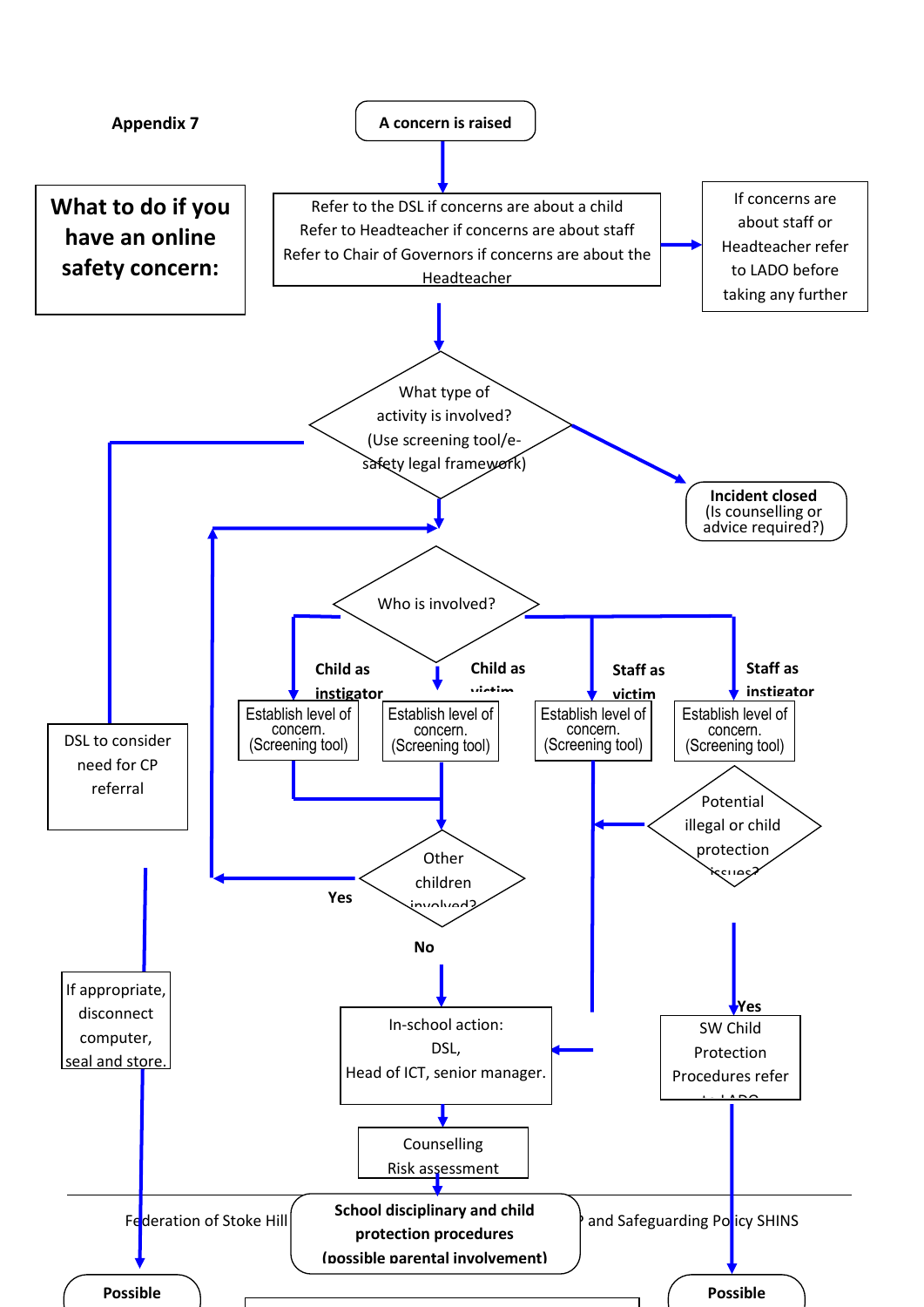Appendix 7

# What to do if you have an online safety concern:

A concern is raised

Refer to the DSL if concerns are about a child
Refer to Headteacher if concerns are about staff
Refer to Chair of Governors if concerns are about the Headteacher

If concerns are about staff or Headteacher refer to LADO before taking any further

What type of activity is involved? (Use screening tool/e-safety legal framework)

**Incident closed** (Is counselling or advice required?)

Who is involved?

**Child as instigator**

**Child as victim**

**Staff as victim**

**Staff as instigator**

Establish level of concern. (Screening tool)

Establish level of concern. (Screening tool)

Establish level of concern. (Screening tool)

Establish level of concern. (Screening tool)

DSL to consider need for CP referral

Potential illegal or child protection issues?

Other children involved?

**Yes**

**No**

**Yes**

If appropriate, disconnect computer, seal and store.

In-school action:
DSL,
Head of ICT, senior manager.

SW Child Protection Procedures refer to LADO

Counselling
Risk assessment

**School disciplinary and child protection procedures (possible parental involvement)**

**Possible**

**Possible**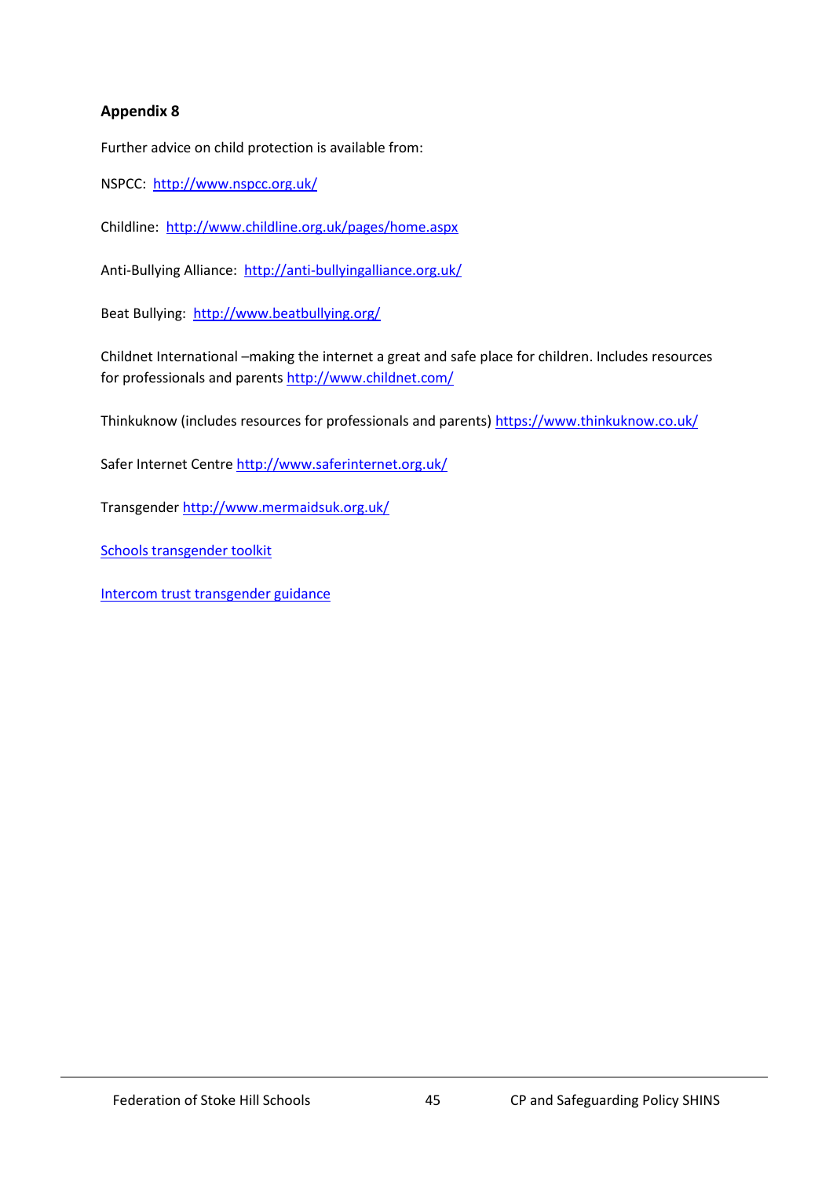**Appendix 8**

Further advice on child protection is available from:

NSPCC: http://www.nspcc.org.uk/

Childline: http://www.childline.org.uk/pages/home.aspx

Anti-Bullying Alliance: http://anti-bullyingalliance.org.uk/

Beat Bullying: http://www.beatbullying.org/

Childnet International –making the internet a great and safe place for children. Includes resources for professionals and parents http://www.childnet.com/

Thinkuknow (includes resources for professionals and parents) https://www.thinkuknow.co.uk/

Safer Internet Centre http://www.saferinternet.org.uk/

Transgender http://www.mermaidsuk.org.uk/

Schools transgender toolkit

Intercom trust transgender guidance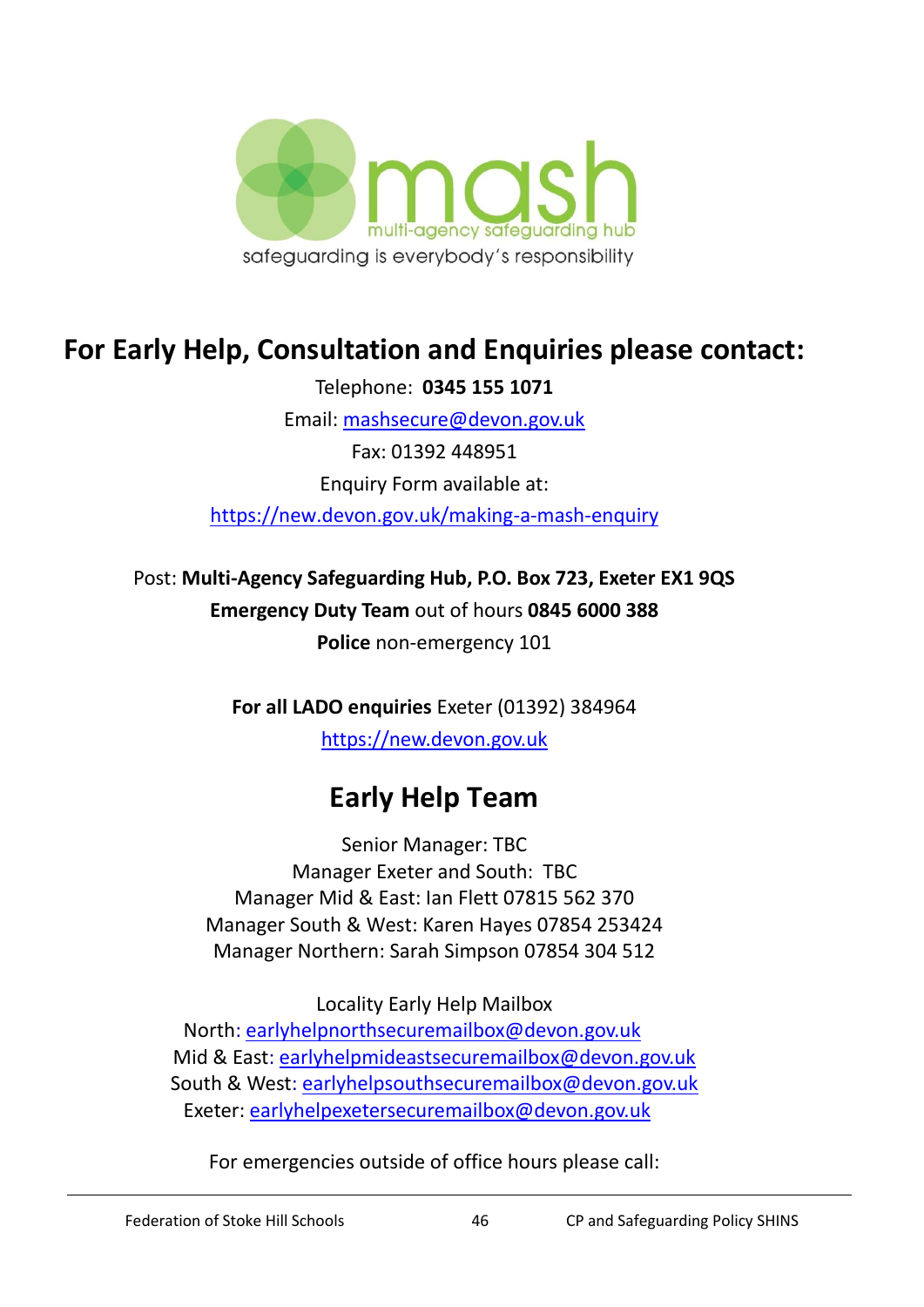mash
multi-agency safeguarding hub
safeguarding is everybody's responsibility

## For Early Help, Consultation and Enquiries please contact:

Telephone: **0345 155 1071**

Email: mashsecure@devon.gov.uk

Fax: 01392 448951

Enquiry Form available at:

https://new.devon.gov.uk/making-a-mash-enquiry

Post: **Multi-Agency Safeguarding Hub, P.O. Box 723, Exeter EX1 9QS**

**Emergency Duty Team** out of hours **0845 6000 388**

**Police** non-emergency 101

**For all LADO enquiries** Exeter (01392) 384964

https://new.devon.gov.uk

## Early Help Team

Senior Manager: TBC
Manager Exeter and South: TBC
Manager Mid & East: Ian Flett 07815 562 370
Manager South & West: Karen Hayes 07854 253424
Manager Northern: Sarah Simpson 07854 304 512

Locality Early Help Mailbox
North: earlyhelpnorthsecuremailbox@devon.gov.uk
Mid & East: earlyhelpmideastsecuremailbox@devon.gov.uk
South & West: earlyhelpsouthsecuremailbox@devon.gov.uk
Exeter: earlyhelpexetersecuremailbox@devon.gov.uk

For emergencies outside of office hours please call: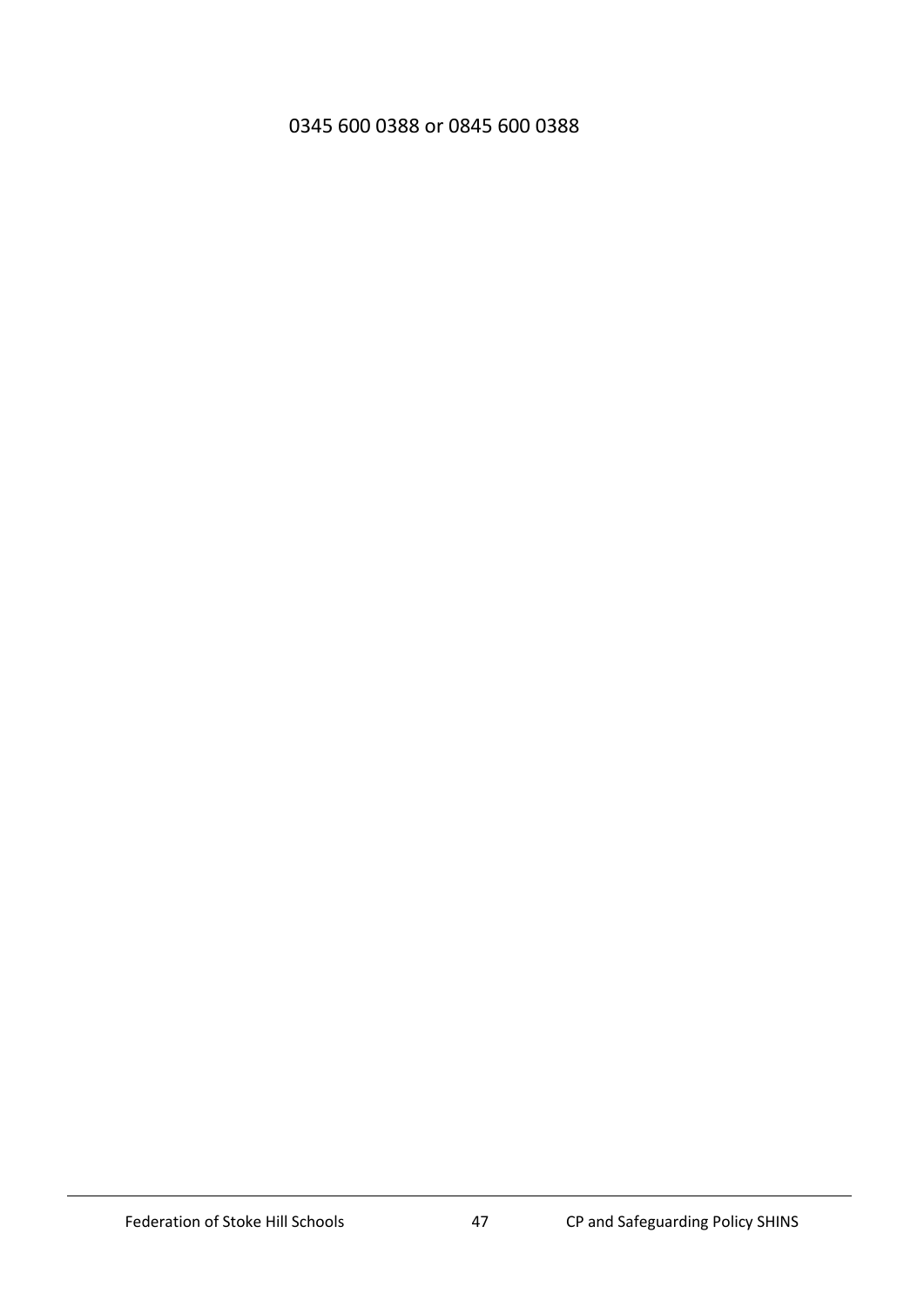0345 600 0388 or 0845 600 0388